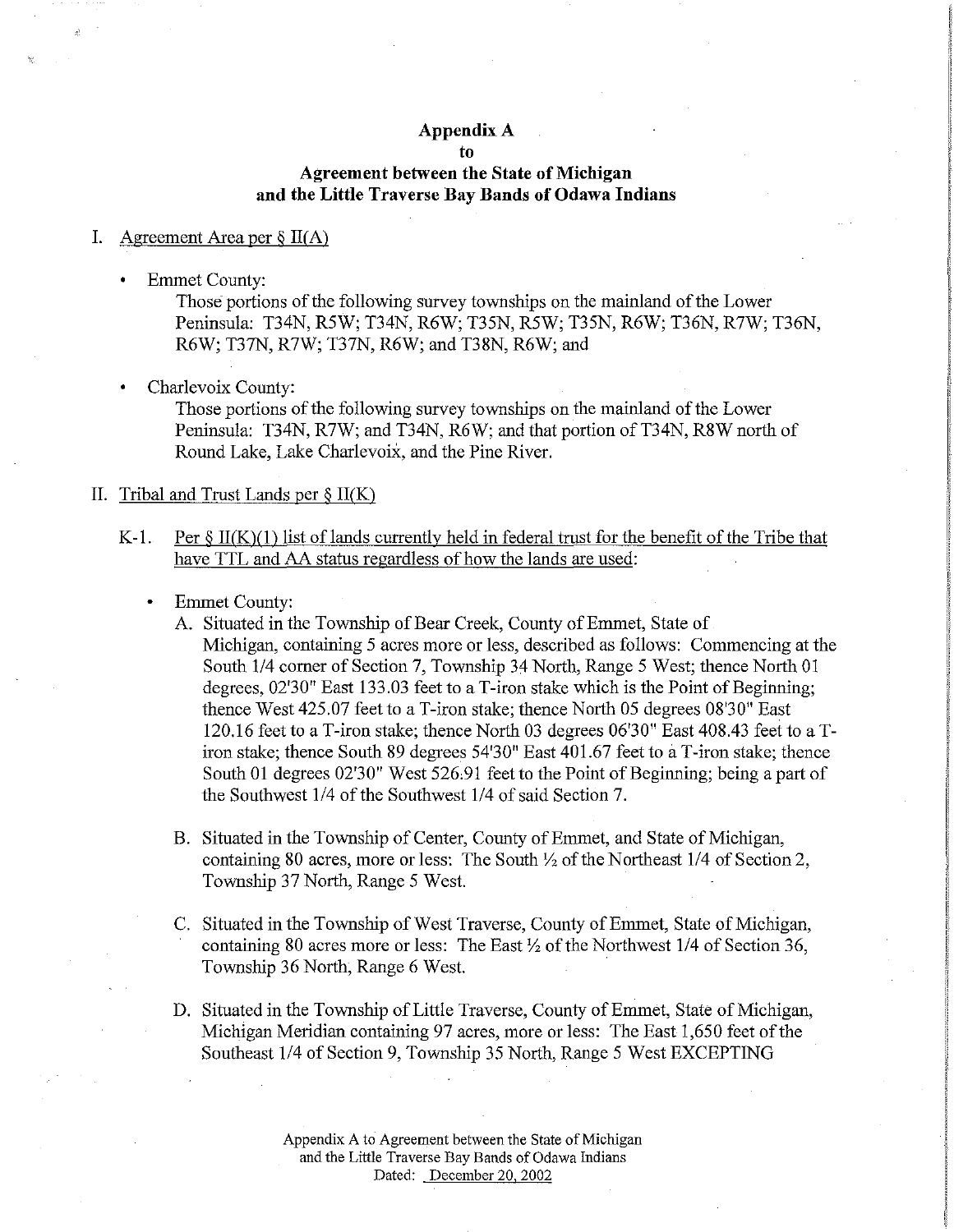# Appendix A
## to
## Agreement between the State of Michigan and the Little Traverse Bay Bands of Odawa Indians

I. <u>Agreement Area per § II(A)</u>

- Emmet County:
  Those portions of the following survey townships on the mainland of the Lower Peninsula: T34N, R5W; T34N, R6W; T35N, R5W; T35N, R6W; T36N, R7W; T36N, R6W; T37N, R7W; T37N, R6W; and T38N, R6W; and

- Charlevoix County:
  Those portions of the following survey townships on the mainland of the Lower Peninsula: T34N, R7W; and T34N, R6W; and that portion of T34N, R8W north of Round Lake, Lake Charlevoix, and the Pine River.

II. <u>Tribal and Trust Lands per § II(K)</u>

K-1. <u>Per § II(K)(1) list of lands currently held in federal trust for the benefit of the Tribe that have TTL and AA status regardless of how the lands are used</u>:

- Emmet County:

  A. Situated in the Township of Bear Creek, County of Emmet, State of Michigan, containing 5 acres more or less, described as follows: Commencing at the South 1/4 corner of Section 7, Township 34 North, Range 5 West; thence North 01 degrees, 02'30" East 133.03 feet to a T-iron stake which is the Point of Beginning; thence West 425.07 feet to a T-iron stake; thence North 05 degrees 08'30" East 120.16 feet to a T-iron stake; thence North 03 degrees 06'30" East 408.43 feet to a T-iron stake; thence South 89 degrees 54'30" East 401.67 feet to a T-iron stake; thence South 01 degrees 02'30" West 526.91 feet to the Point of Beginning; being a part of the Southwest 1/4 of the Southwest 1/4 of said Section 7.

  B. Situated in the Township of Center, County of Emmet, and State of Michigan, containing 80 acres, more or less: The South ½ of the Northeast 1/4 of Section 2, Township 37 North, Range 5 West.

  C. Situated in the Township of West Traverse, County of Emmet, State of Michigan, containing 80 acres more or less: The East ½ of the Northwest 1/4 of Section 36, Township 36 North, Range 6 West.

  D. Situated in the Township of Little Traverse, County of Emmet, State of Michigan, Michigan Meridian containing 97 acres, more or less: The East 1,650 feet of the Southeast 1/4 of Section 9, Township 35 North, Range 5 West EXCEPTING

Appendix A to Agreement between the State of Michigan and the Little Traverse Bay Bands of Odawa Indians
Dated: <u>December 20, 2002</u>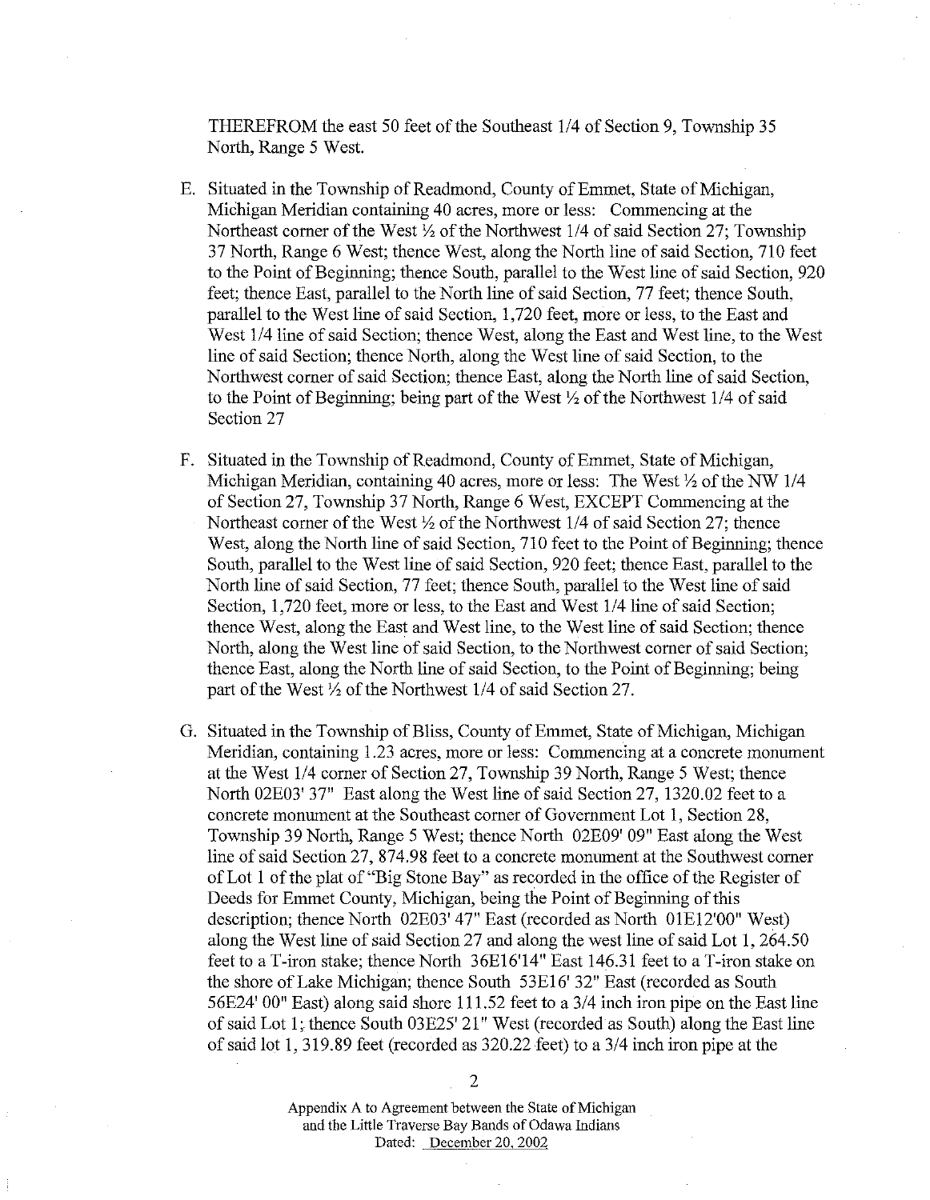THEREFROM the east 50 feet of the Southeast 1/4 of Section 9, Township 35 North, Range 5 West.

E. Situated in the Township of Readmond, County of Emmet, State of Michigan, Michigan Meridian containing 40 acres, more or less: Commencing at the Northeast corner of the West ½ of the Northwest 1/4 of said Section 27; Township 37 North, Range 6 West; thence West, along the North line of said Section, 710 feet to the Point of Beginning; thence South, parallel to the West line of said Section, 920 feet; thence East, parallel to the North line of said Section, 77 feet; thence South, parallel to the West line of said Section, 1,720 feet, more or less, to the East and West 1/4 line of said Section; thence West, along the East and West line, to the West line of said Section; thence North, along the West line of said Section, to the Northwest corner of said Section; thence East, along the North line of said Section, to the Point of Beginning; being part of the West ½ of the Northwest 1/4 of said Section 27

F. Situated in the Township of Readmond, County of Emmet, State of Michigan, Michigan Meridian, containing 40 acres, more or less: The West ½ of the NW 1/4 of Section 27, Township 37 North, Range 6 West, EXCEPT Commencing at the Northeast corner of the West ½ of the Northwest 1/4 of said Section 27; thence West, along the North line of said Section, 710 feet to the Point of Beginning; thence South, parallel to the West line of said Section, 920 feet; thence East, parallel to the North line of said Section, 77 feet; thence South, parallel to the West line of said Section, 1,720 feet, more or less, to the East and West 1/4 line of said Section; thence West, along the East and West line, to the West line of said Section; thence North, along the West line of said Section, to the Northwest corner of said Section; thence East, along the North line of said Section, to the Point of Beginning; being part of the West ½ of the Northwest 1/4 of said Section 27.

G. Situated in the Township of Bliss, County of Emmet, State of Michigan, Michigan Meridian, containing 1.23 acres, more or less: Commencing at a concrete monument at the West 1/4 corner of Section 27, Township 39 North, Range 5 West; thence North 02E03' 37" East along the West line of said Section 27, 1320.02 feet to a concrete monument at the Southeast corner of Government Lot 1, Section 28, Township 39 North, Range 5 West; thence North 02E09' 09" East along the West line of said Section 27, 874.98 feet to a concrete monument at the Southwest corner of Lot 1 of the plat of "Big Stone Bay" as recorded in the office of the Register of Deeds for Emmet County, Michigan, being the Point of Beginning of this description; thence North 02E03' 47" East (recorded as North 01E12'00" West) along the West line of said Section 27 and along the west line of said Lot 1, 264.50 feet to a T-iron stake; thence North 36E16'14" East 146.31 feet to a T-iron stake on the shore of Lake Michigan; thence South 53E16' 32" East (recorded as South 56E24' 00" East) along said shore 111.52 feet to a 3/4 inch iron pipe on the East line of said Lot 1; thence South 03E25' 21" West (recorded as South) along the East line of said lot 1, 319.89 feet (recorded as 320.22 feet) to a 3/4 inch iron pipe at the

Appendix A to Agreement between the State of Michigan and the Little Traverse Bay Bands of Odawa Indians
Dated: December 20, 2002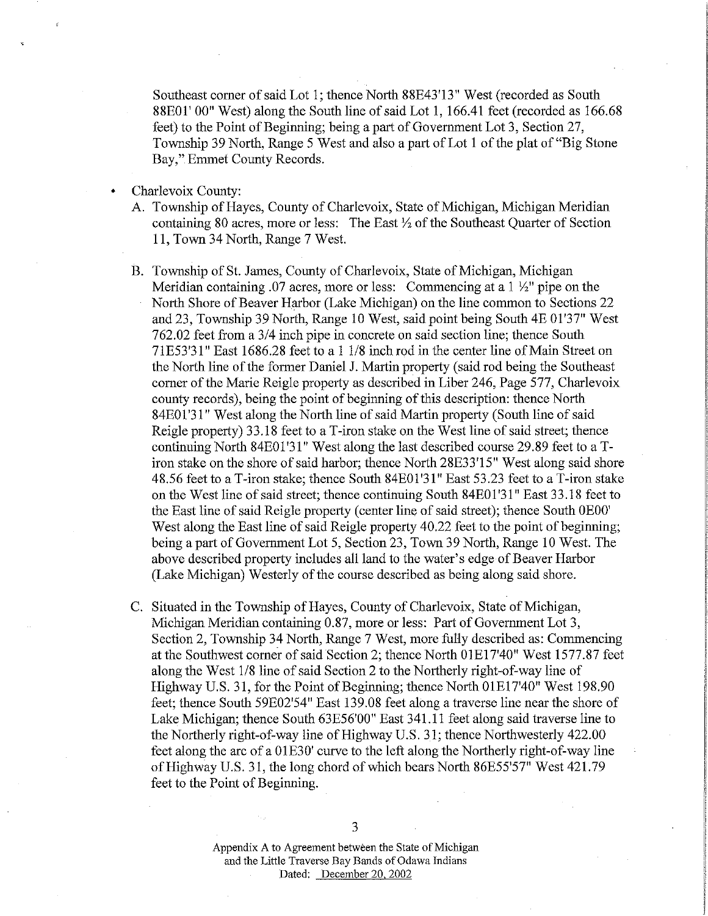Southeast corner of said Lot 1; thence North 88E43'13" West (recorded as South 88E01' 00" West) along the South line of said Lot 1, 166.41 feet (recorded as 166.68 feet) to the Point of Beginning; being a part of Government Lot 3, Section 27, Township 39 North, Range 5 West and also a part of Lot 1 of the plat of "Big Stone Bay," Emmet County Records.

- Charlevoix County:
  - A. Township of Hayes, County of Charlevoix, State of Michigan, Michigan Meridian containing 80 acres, more or less: The East ½ of the Southeast Quarter of Section 11, Town 34 North, Range 7 West.
  - B. Township of St. James, County of Charlevoix, State of Michigan, Michigan Meridian containing .07 acres, more or less: Commencing at a 1 ½" pipe on the North Shore of Beaver Harbor (Lake Michigan) on the line common to Sections 22 and 23, Township 39 North, Range 10 West, said point being South 4E 01'37" West 762.02 feet from a 3/4 inch pipe in concrete on said section line; thence South 71E53'31" East 1686.28 feet to a 1 1/8 inch rod in the center line of Main Street on the North line of the former Daniel J. Martin property (said rod being the Southeast corner of the Marie Reigle property as described in Liber 246, Page 577, Charlevoix county records), being the point of beginning of this description: thence North 84E01'31" West along the North line of said Martin property (South line of said Reigle property) 33.18 feet to a T-iron stake on the West line of said street; thence continuing North 84E01'31" West along the last described course 29.89 feet to a T-iron stake on the shore of said harbor; thence North 28E33'15" West along said shore 48.56 feet to a T-iron stake; thence South 84E01'31" East 53.23 feet to a T-iron stake on the West line of said street; thence continuing South 84E01'31" East 33.18 feet to the East line of said Reigle property (center line of said street); thence South 0E00' West along the East line of said Reigle property 40.22 feet to the point of beginning; being a part of Government Lot 5, Section 23, Town 39 North, Range 10 West. The above described property includes all land to the water's edge of Beaver Harbor (Lake Michigan) Westerly of the course described as being along said shore.
  - C. Situated in the Township of Hayes, County of Charlevoix, State of Michigan, Michigan Meridian containing 0.87, more or less: Part of Government Lot 3, Section 2, Township 34 North, Range 7 West, more fully described as: Commencing at the Southwest corner of said Section 2; thence North 01E17'40" West 1577.87 feet along the West 1/8 line of said Section 2 to the Northerly right-of-way line of Highway U.S. 31, for the Point of Beginning; thence North 01E17'40" West 198.90 feet; thence South 59E02'54" East 139.08 feet along a traverse line near the shore of Lake Michigan; thence South 63E56'00" East 341.11 feet along said traverse line to the Northerly right-of-way line of Highway U.S. 31; thence Northwesterly 422.00 feet along the arc of a 01E30' curve to the left along the Northerly right-of-way line of Highway U.S. 31, the long chord of which bears North 86E55'57" West 421.79 feet to the Point of Beginning.

Appendix A to Agreement between the State of Michigan and the Little Traverse Bay Bands of Odawa Indians
Dated: December 20, 2002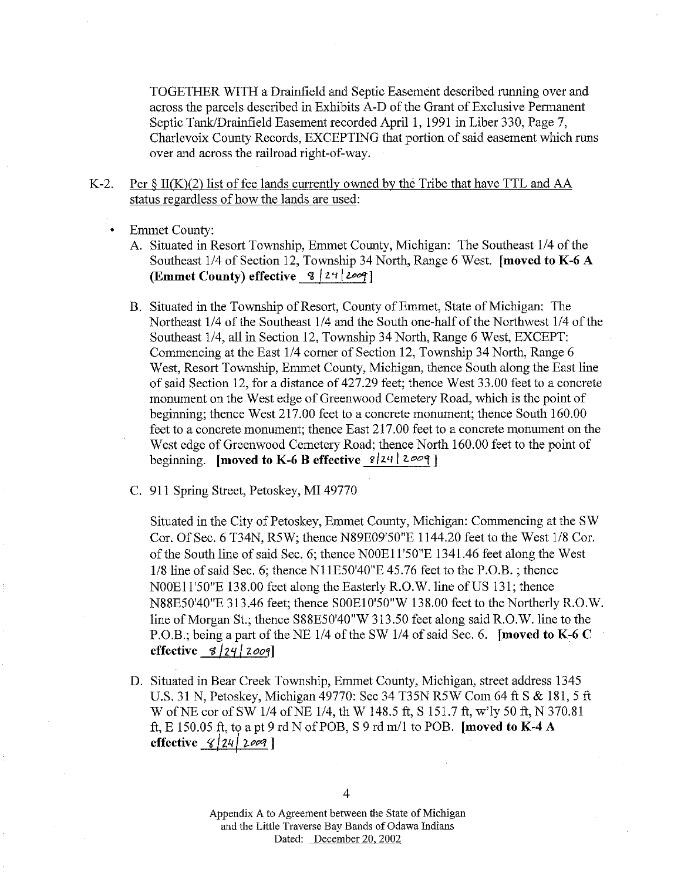TOGETHER WITH a Drainfield and Septic Easement described running over and across the parcels described in Exhibits A-D of the Grant of Exclusive Permanent Septic Tank/Drainfield Easement recorded April 1, 1991 in Liber 330, Page 7, Charlevoix County Records, EXCEPTING that portion of said easement which runs over and across the railroad right-of-way.

K-2. Per § II(K)(2) list of fee lands currently owned by the Tribe that have TTL and AA status regardless of how the lands are used:

- Emmet County:

A. Situated in Resort Township, Emmet County, Michigan: The Southeast 1/4 of the Southeast 1/4 of Section 12, Township 34 North, Range 6 West. **[moved to K-6 A (Emmet County) effective 8/24/2009]**

B. Situated in the Township of Resort, County of Emmet, State of Michigan: The Northeast 1/4 of the Southeast 1/4 and the South one-half of the Northwest 1/4 of the Southeast 1/4, all in Section 12, Township 34 North, Range 6 West, EXCEPT: Commencing at the East 1/4 corner of Section 12, Township 34 North, Range 6 West, Resort Township, Emmet County, Michigan, thence South along the East line of said Section 12, for a distance of 427.29 feet; thence West 33.00 feet to a concrete monument on the West edge of Greenwood Cemetery Road, which is the point of beginning; thence West 217.00 feet to a concrete monument; thence South 160.00 feet to a concrete monument; thence East 217.00 feet to a concrete monument on the West edge of Greenwood Cemetery Road; thence North 160.00 feet to the point of beginning. **[moved to K-6 B effective 8/24/2009]**

C. 911 Spring Street, Petoskey, MI 49770

Situated in the City of Petoskey, Emmet County, Michigan: Commencing at the SW Cor. Of Sec. 6 T34N, R5W; thence N89E09'50"E 1144.20 feet to the West 1/8 Cor. of the South line of said Sec. 6; thence N00E11'50"E 1341.46 feet along the West 1/8 line of said Sec. 6; thence N11E50'40"E 45.76 feet to the P.O.B. ; thence N00E11'50"E 138.00 feet along the Easterly R.O.W. line of US 131; thence N88E50'40"E 313.46 feet; thence S00E10'50"W 138.00 feet to the Northerly R.O.W. line of Morgan St.; thence S88E50'40"W 313.50 feet along said R.O.W. line to the P.O.B.; being a part of the NE 1/4 of the SW 1/4 of said Sec. 6. **[moved to K-6 C effective 8/24/2009]**

D. Situated in Bear Creek Township, Emmet County, Michigan, street address 1345 U.S. 31 N, Petoskey, Michigan 49770: Sec 34 T35N R5W Com 64 ft S & 181, 5 ft W of NE cor of SW 1/4 of NE 1/4, th W 148.5 ft, S 151.7 ft, w'ly 50 ft, N 370.81 ft, E 150.05 ft, to a pt 9 rd N of POB, S 9 rd m/1 to POB. **[moved to K-4 A effective 8/24/2009]**

Appendix A to Agreement between the State of Michigan and the Little Traverse Bay Bands of Odawa Indians
Dated: December 20, 2002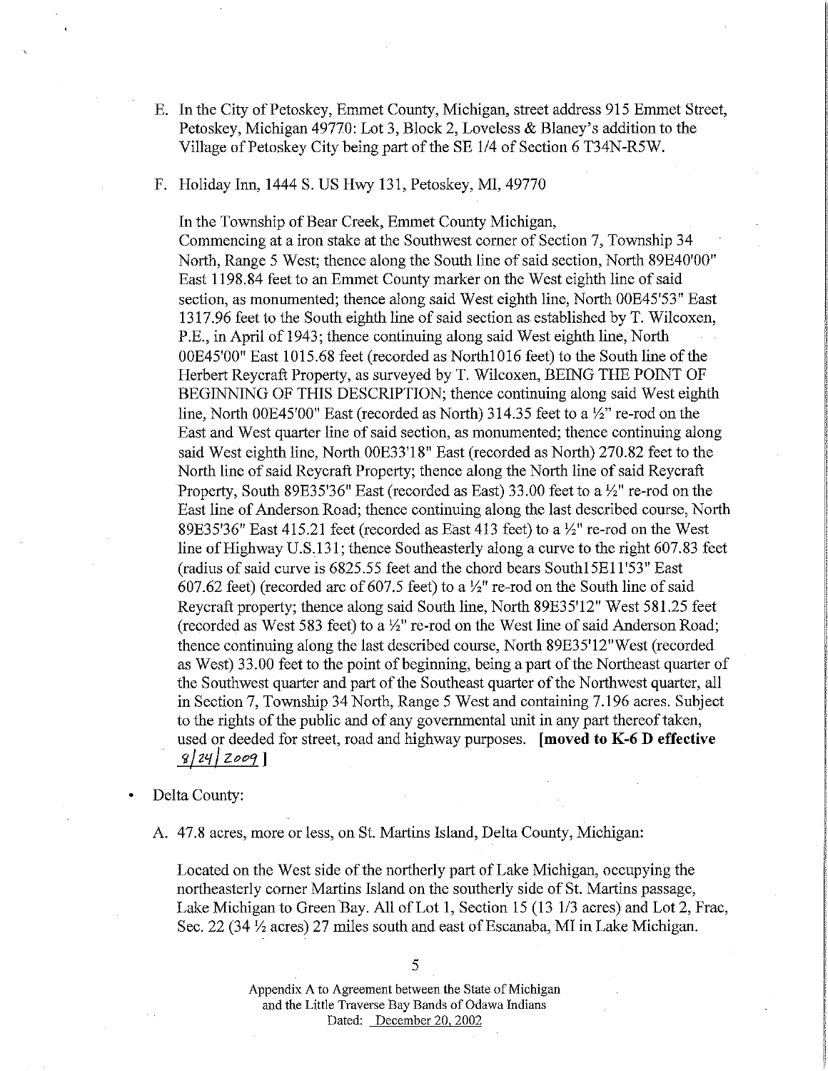E. In the City of Petoskey, Emmet County, Michigan, street address 915 Emmet Street, Petoskey, Michigan 49770: Lot 3, Block 2, Loveless & Blaney's addition to the Village of Petoskey City being part of the SE 1/4 of Section 6 T34N-R5W.

F. Holiday Inn, 1444 S. US Hwy 131, Petoskey, MI, 49770

In the Township of Bear Creek, Emmet County Michigan, Commencing at a iron stake at the Southwest corner of Section 7, Township 34 North, Range 5 West; thence along the South line of said section, North 89E40'00" East 1198.84 feet to an Emmet County marker on the West eighth line of said section, as monumented; thence along said West eighth line, North 00E45'53" East 1317.96 feet to the South eighth line of said section as established by T. Wilcoxen, P.E., in April of 1943; thence continuing along said West eighth line, North 00E45'00" East 1015.68 feet (recorded as North1016 feet) to the South line of the Herbert Reycraft Property, as surveyed by T. Wilcoxen, BEING THE POINT OF BEGINNING OF THIS DESCRIPTION; thence continuing along said West eighth line, North 00E45'00" East (recorded as North) 314.35 feet to a ½" re-rod on the East and West quarter line of said section, as monumented; thence continuing along said West eighth line, North 00E33'18" East (recorded as North) 270.82 feet to the North line of said Reycraft Property; thence along the North line of said Reycraft Property, South 89E35'36" East (recorded as East) 33.00 feet to a ½" re-rod on the East line of Anderson Road; thence continuing along the last described course, North 89E35'36" East 415.21 feet (recorded as East 413 feet) to a ½" re-rod on the West line of Highway U.S.131; thence Southeasterly along a curve to the right 607.83 feet (radius of said curve is 6825.55 feet and the chord bears South15E11'53" East 607.62 feet) (recorded arc of 607.5 feet) to a ½" re-rod on the South line of said Reycraft property; thence along said South line, North 89E35'12" West 581.25 feet (recorded as West 583 feet) to a ½" re-rod on the West line of said Anderson Road; thence continuing along the last described course, North 89E35'12"West (recorded as West) 33.00 feet to the point of beginning, being a part of the Northeast quarter of the Southwest quarter and part of the Southeast quarter of the Northwest quarter, all in Section 7, Township 34 North, Range 5 West and containing 7.196 acres. Subject to the rights of the public and of any governmental unit in any part thereof taken, used or deeded for street, road and highway purposes. **[moved to K-6 D effective 8/24/2009]**

- Delta County:

A. 47.8 acres, more or less, on St. Martins Island, Delta County, Michigan:

Located on the West side of the northerly part of Lake Michigan, occupying the northeasterly corner Martins Island on the southerly side of St. Martins passage, Lake Michigan to Green Bay. All of Lot 1, Section 15 (13 1/3 acres) and Lot 2, Frac, Sec. 22 (34 ½ acres) 27 miles south and east of Escanaba, MI in Lake Michigan.

Appendix A to Agreement between the State of Michigan and the Little Traverse Bay Bands of Odawa Indians Dated: December 20, 2002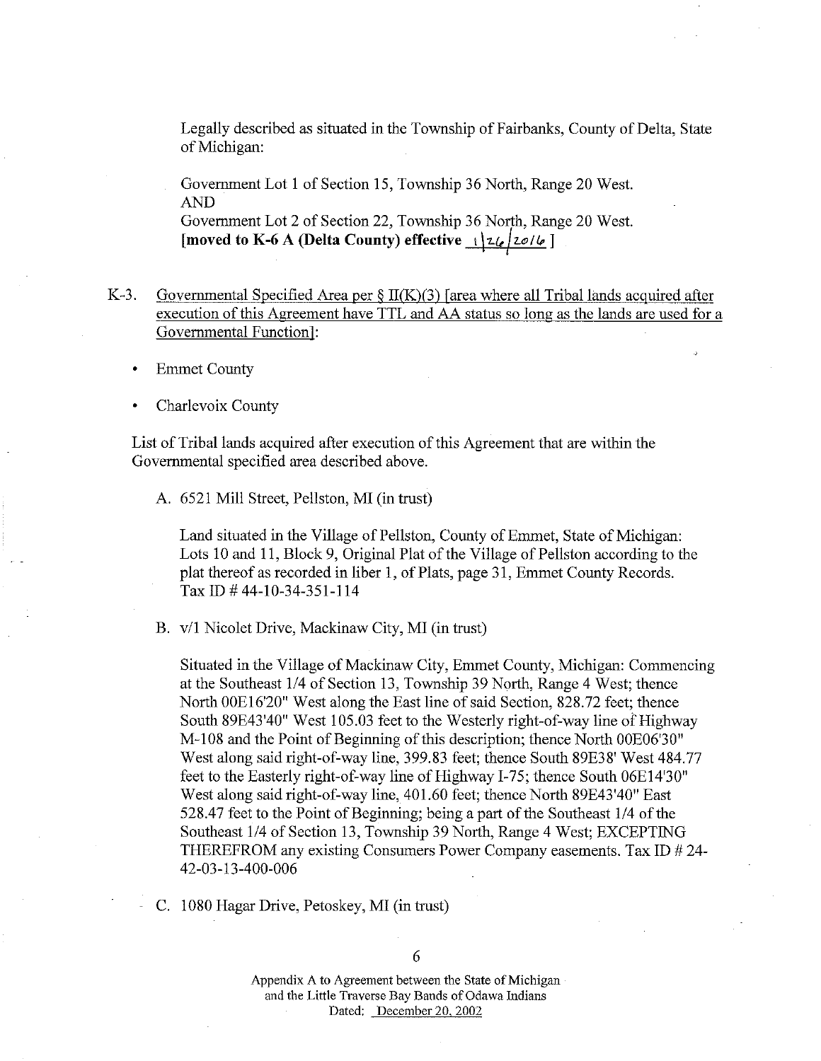Legally described as situated in the Township of Fairbanks, County of Delta, State of Michigan:

Government Lot 1 of Section 15, Township 36 North, Range 20 West.
AND
Government Lot 2 of Section 22, Township 36 North, Range 20 West.
**[moved to K-6 A (Delta County) effective 1/26/2016 ]**

K-3. Governmental Specified Area per § II(K)(3) [area where all Tribal lands acquired after execution of this Agreement have TTL and AA status so long as the lands are used for a Governmental Function]:

- Emmet County
- Charlevoix County

List of Tribal lands acquired after execution of this Agreement that are within the Governmental specified area described above.

A. 6521 Mill Street, Pellston, MI (in trust)

Land situated in the Village of Pellston, County of Emmet, State of Michigan: Lots 10 and 11, Block 9, Original Plat of the Village of Pellston according to the plat thereof as recorded in liber 1, of Plats, page 31, Emmet County Records. Tax ID # 44-10-34-351-114

B. v/l Nicolet Drive, Mackinaw City, MI (in trust)

Situated in the Village of Mackinaw City, Emmet County, Michigan: Commencing at the Southeast 1/4 of Section 13, Township 39 North, Range 4 West; thence North 00E16'20" West along the East line of said Section, 828.72 feet; thence South 89E43'40" West 105.03 feet to the Westerly right-of-way line of Highway M-108 and the Point of Beginning of this description; thence North 00E06'30" West along said right-of-way line, 399.83 feet; thence South 89E38' West 484.77 feet to the Easterly right-of-way line of Highway I-75; thence South 06E14'30" West along said right-of-way line, 401.60 feet; thence North 89E43'40" East 528.47 feet to the Point of Beginning; being a part of the Southeast 1/4 of the Southeast 1/4 of Section 13, Township 39 North, Range 4 West; EXCEPTING THEREFROM any existing Consumers Power Company easements. Tax ID # 24-42-03-13-400-006

C. 1080 Hagar Drive, Petoskey, MI (in trust)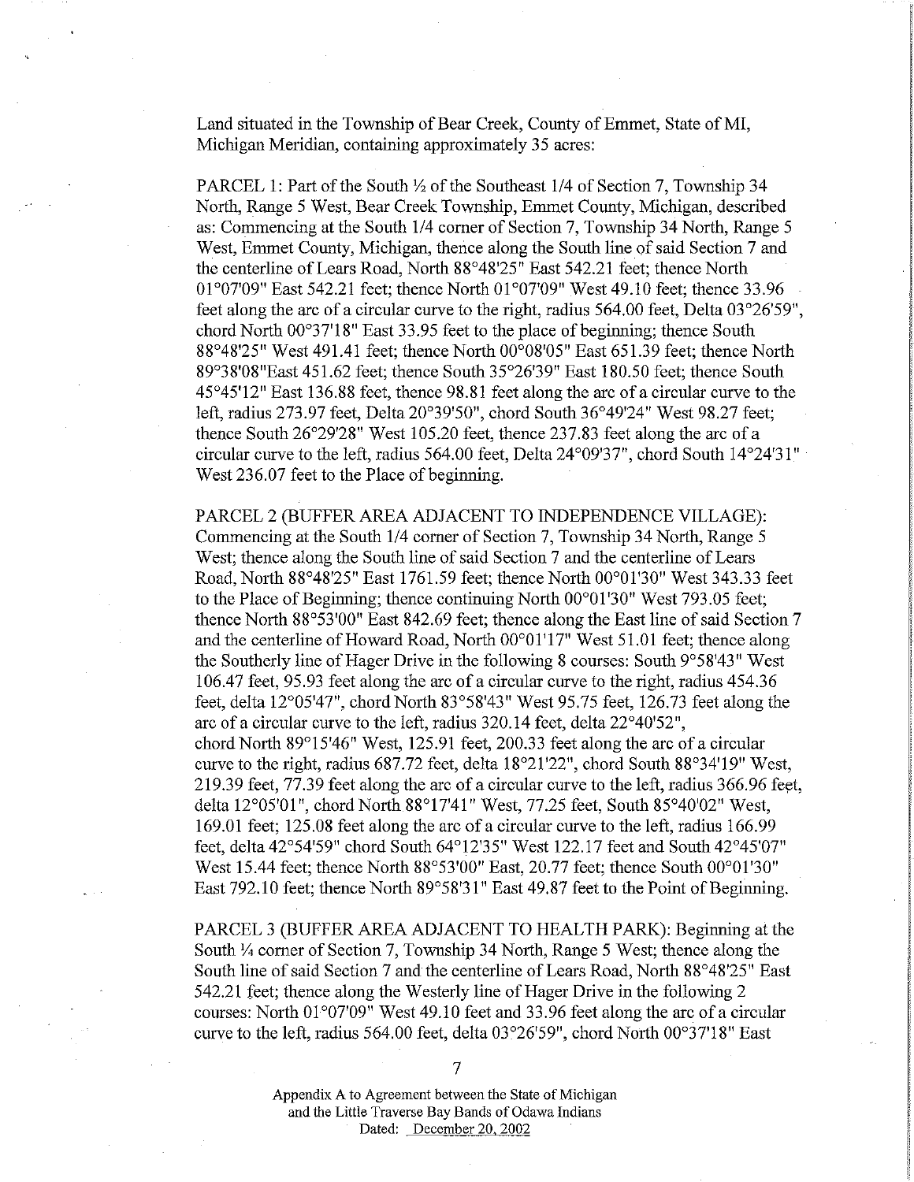Land situated in the Township of Bear Creek, County of Emmet, State of MI, Michigan Meridian, containing approximately 35 acres:

PARCEL 1: Part of the South ½ of the Southeast 1/4 of Section 7, Township 34 North, Range 5 West, Bear Creek Township, Emmet County, Michigan, described as: Commencing at the South 1/4 corner of Section 7, Township 34 North, Range 5 West, Emmet County, Michigan, thence along the South line of said Section 7 and the centerline of Lears Road, North 88°48'25" East 542.21 feet; thence North 01°07'09" East 542.21 feet; thence North 01°07'09" West 49.10 feet; thence 33.96 feet along the arc of a circular curve to the right, radius 564.00 feet, Delta 03°26'59", chord North 00°37'18" East 33.95 feet to the place of beginning; thence South 88°48'25" West 491.41 feet; thence North 00°08'05" East 651.39 feet; thence North 89°38'08"East 451.62 feet; thence South 35°26'39" East 180.50 feet; thence South 45°45'12" East 136.88 feet, thence 98.81 feet along the arc of a circular curve to the left, radius 273.97 feet, Delta 20°39'50", chord South 36°49'24" West 98.27 feet; thence South 26°29'28" West 105.20 feet, thence 237.83 feet along the arc of a circular curve to the left, radius 564.00 feet, Delta 24°09'37", chord South 14°24'31" West 236.07 feet to the Place of beginning.

PARCEL 2 (BUFFER AREA ADJACENT TO INDEPENDENCE VILLAGE): Commencing at the South 1/4 corner of Section 7, Township 34 North, Range 5 West; thence along the South line of said Section 7 and the centerline of Lears Road, North 88°48'25" East 1761.59 feet; thence North 00°01'30" West 343.33 feet to the Place of Beginning; thence continuing North 00°01'30" West 793.05 feet; thence North 88°53'00" East 842.69 feet; thence along the East line of said Section 7 and the centerline of Howard Road, North 00°01'17" West 51.01 feet; thence along the Southerly line of Hager Drive in the following 8 courses: South 9°58'43" West 106.47 feet, 95.93 feet along the arc of a circular curve to the right, radius 454.36 feet, delta 12°05'47", chord North 83°58'43" West 95.75 feet, 126.73 feet along the arc of a circular curve to the left, radius 320.14 feet, delta 22°40'52", chord North 89°15'46" West, 125.91 feet, 200.33 feet along the arc of a circular curve to the right, radius 687.72 feet, delta 18°21'22", chord South 88°34'19" West, 219.39 feet, 77.39 feet along the arc of a circular curve to the left, radius 366.96 feet, delta 12°05'01", chord North 88°17'41" West, 77.25 feet, South 85°40'02" West, 169.01 feet; 125.08 feet along the arc of a circular curve to the left, radius 166.99 feet, delta 42°54'59" chord South 64°12'35" West 122.17 feet and South 42°45'07" West 15.44 feet; thence North 88°53'00" East, 20.77 feet; thence South 00°01'30" East 792.10 feet; thence North 89°58'31" East 49.87 feet to the Point of Beginning.

PARCEL 3 (BUFFER AREA ADJACENT TO HEALTH PARK): Beginning at the South ¼ corner of Section 7, Township 34 North, Range 5 West; thence along the South line of said Section 7 and the centerline of Lears Road, North 88°48'25" East 542.21 feet; thence along the Westerly line of Hager Drive in the following 2 courses: North 01°07'09" West 49.10 feet and 33.96 feet along the arc of a circular curve to the left, radius 564.00 feet, delta 03°26'59", chord North 00°37'18" East

Appendix A to Agreement between the State of Michigan and the Little Traverse Bay Bands of Odawa Indians
Dated: December 20, 2002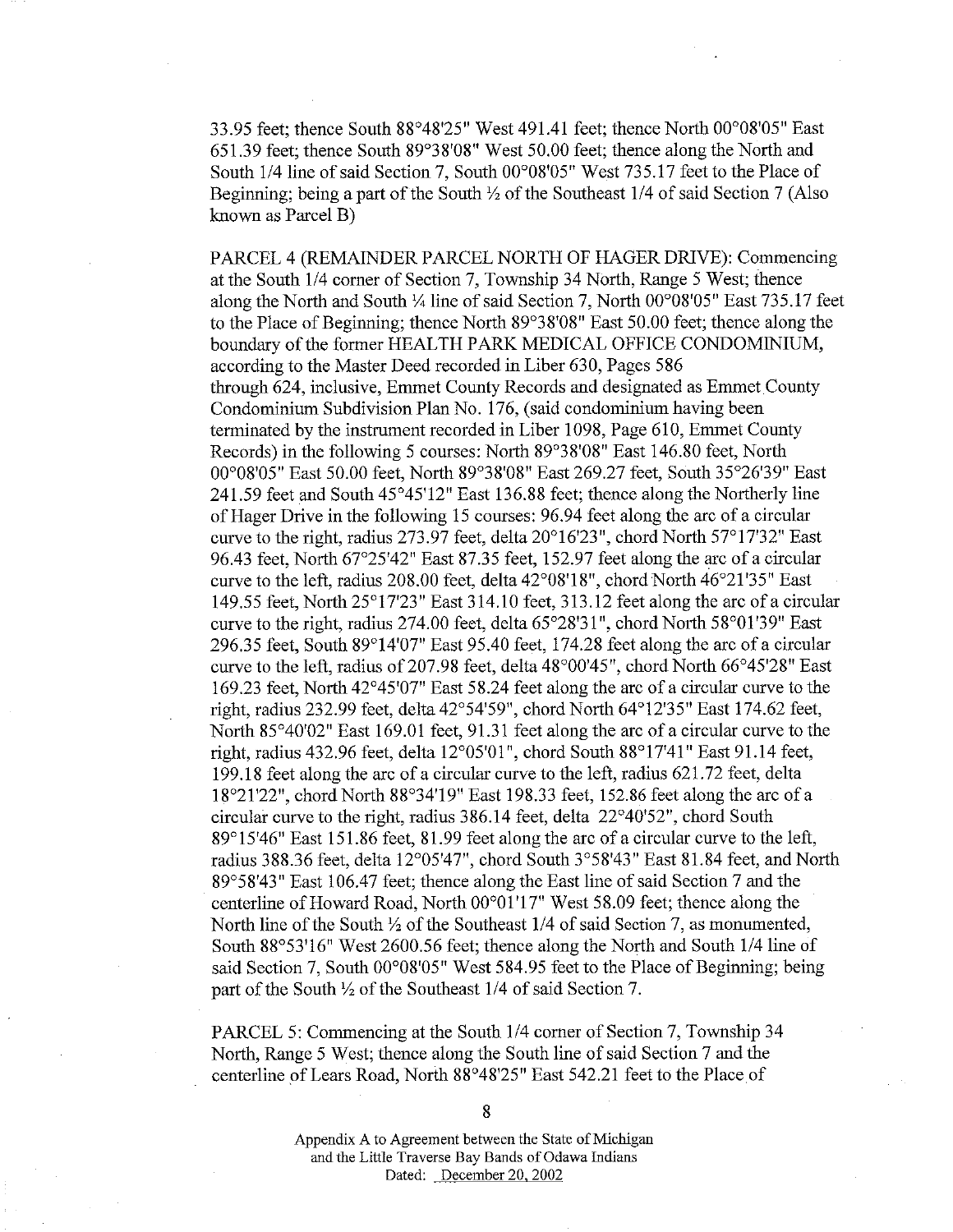33.95 feet; thence South 88°48'25" West 491.41 feet; thence North 00°08'05" East 651.39 feet; thence South 89°38'08" West 50.00 feet; thence along the North and South 1/4 line of said Section 7, South 00°08'05" West 735.17 feet to the Place of Beginning; being a part of the South ½ of the Southeast 1/4 of said Section 7 (Also known as Parcel B)

PARCEL 4 (REMAINDER PARCEL NORTH OF HAGER DRIVE): Commencing at the South 1/4 corner of Section 7, Township 34 North, Range 5 West; thence along the North and South ¼ line of said Section 7, North 00°08'05" East 735.17 feet to the Place of Beginning; thence North 89°38'08" East 50.00 feet; thence along the boundary of the former HEALTH PARK MEDICAL OFFICE CONDOMINIUM, according to the Master Deed recorded in Liber 630, Pages 586 through 624, inclusive, Emmet County Records and designated as Emmet County Condominium Subdivision Plan No. 176, (said condominium having been terminated by the instrument recorded in Liber 1098, Page 610, Emmet County Records) in the following 5 courses: North 89°38'08" East 146.80 feet, North 00°08'05" East 50.00 feet, North 89°38'08" East 269.27 feet, South 35°26'39" East 241.59 feet and South 45°45'12" East 136.88 feet; thence along the Northerly line of Hager Drive in the following 15 courses: 96.94 feet along the arc of a circular curve to the right, radius 273.97 feet, delta 20°16'23", chord North 57°17'32" East 96.43 feet, North 67°25'42" East 87.35 feet, 152.97 feet along the arc of a circular curve to the left, radius 208.00 feet, delta 42°08'18", chord North 46°21'35" East 149.55 feet, North 25°17'23" East 314.10 feet, 313.12 feet along the arc of a circular curve to the right, radius 274.00 feet, delta 65°28'31", chord North 58°01'39" East 296.35 feet, South 89°14'07" East 95.40 feet, 174.28 feet along the arc of a circular curve to the left, radius of 207.98 feet, delta 48°00'45", chord North 66°45'28" East 169.23 feet, North 42°45'07" East 58.24 feet along the arc of a circular curve to the right, radius 232.99 feet, delta 42°54'59", chord North 64°12'35" East 174.62 feet, North 85°40'02" East 169.01 feet, 91.31 feet along the arc of a circular curve to the right, radius 432.96 feet, delta 12°05'01", chord South 88°17'41" East 91.14 feet, 199.18 feet along the arc of a circular curve to the left, radius 621.72 feet, delta 18°21'22", chord North 88°34'19" East 198.33 feet, 152.86 feet along the arc of a circular curve to the right, radius 386.14 feet, delta 22°40'52", chord South 89°15'46" East 151.86 feet, 81.99 feet along the arc of a circular curve to the left, radius 388.36 feet, delta 12°05'47", chord South 3°58'43" East 81.84 feet, and North 89°58'43" East 106.47 feet; thence along the East line of said Section 7 and the centerline of Howard Road, North 00°01'17" West 58.09 feet; thence along the North line of the South ½ of the Southeast 1/4 of said Section 7, as monumented, South 88°53'16" West 2600.56 feet; thence along the North and South 1/4 line of said Section 7, South 00°08'05" West 584.95 feet to the Place of Beginning; being part of the South ½ of the Southeast 1/4 of said Section 7.

PARCEL 5: Commencing at the South 1/4 corner of Section 7, Township 34 North, Range 5 West; thence along the South line of said Section 7 and the centerline of Lears Road, North 88°48'25" East 542.21 feet to the Place of

Appendix A to Agreement between the State of Michigan and the Little Traverse Bay Bands of Odawa Indians
Dated: December 20, 2002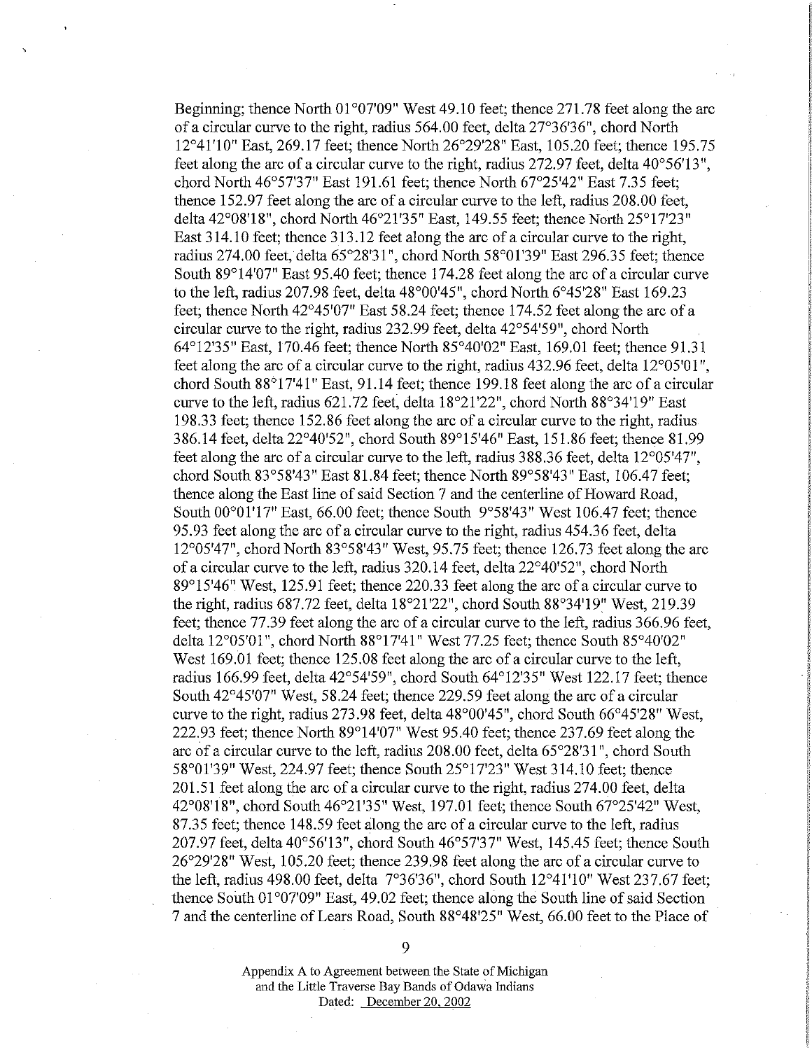Beginning; thence North 01°07'09" West 49.10 feet; thence 271.78 feet along the arc of a circular curve to the right, radius 564.00 feet, delta 27°36'36", chord North 12°41'10" East, 269.17 feet; thence North 26°29'28" East, 105.20 feet; thence 195.75 feet along the arc of a circular curve to the right, radius 272.97 feet, delta 40°56'13", chord North 46°57'37" East 191.61 feet; thence North 67°25'42" East 7.35 feet; thence 152.97 feet along the arc of a circular curve to the left, radius 208.00 feet, delta 42°08'18", chord North 46°21'35" East, 149.55 feet; thence North 25°17'23" East 314.10 feet; thence 313.12 feet along the arc of a circular curve to the right, radius 274.00 feet, delta 65°28'31", chord North 58°01'39" East 296.35 feet; thence South 89°14'07" East 95.40 feet; thence 174.28 feet along the arc of a circular curve to the left, radius 207.98 feet, delta 48°00'45", chord North 6°45'28" East 169.23 feet; thence North 42°45'07" East 58.24 feet; thence 174.52 feet along the arc of a circular curve to the right, radius 232.99 feet, delta 42°54'59", chord North 64°12'35" East, 170.46 feet; thence North 85°40'02" East, 169.01 feet; thence 91.31 feet along the arc of a circular curve to the right, radius 432.96 feet, delta 12°05'01", chord South 88°17'41" East, 91.14 feet; thence 199.18 feet along the arc of a circular curve to the left, radius 621.72 feet, delta 18°21'22", chord North 88°34'19" East 198.33 feet; thence 152.86 feet along the arc of a circular curve to the right, radius 386.14 feet, delta 22°40'52", chord South 89°15'46" East, 151.86 feet; thence 81.99 feet along the arc of a circular curve to the left, radius 388.36 feet, delta 12°05'47", chord South 83°58'43" East 81.84 feet; thence North 89°58'43" East, 106.47 feet; thence along the East line of said Section 7 and the centerline of Howard Road, South 00°01'17" East, 66.00 feet; thence South 9°58'43" West 106.47 feet; thence 95.93 feet along the arc of a circular curve to the right, radius 454.36 feet, delta 12°05'47", chord North 83°58'43" West, 95.75 feet; thence 126.73 feet along the arc of a circular curve to the left, radius 320.14 feet, delta 22°40'52", chord North 89°15'46" West, 125.91 feet; thence 220.33 feet along the arc of a circular curve to the right, radius 687.72 feet, delta 18°21'22", chord South 88°34'19" West, 219.39 feet; thence 77.39 feet along the arc of a circular curve to the left, radius 366.96 feet, delta 12°05'01", chord North 88°17'41" West 77.25 feet; thence South 85°40'02" West 169.01 feet; thence 125.08 feet along the arc of a circular curve to the left, radius 166.99 feet, delta 42°54'59", chord South 64°12'35" West 122.17 feet; thence South 42°45'07" West, 58.24 feet; thence 229.59 feet along the arc of a circular curve to the right, radius 273.98 feet, delta 48°00'45", chord South 66°45'28" West, 222.93 feet; thence North 89°14'07" West 95.40 feet; thence 237.69 feet along the arc of a circular curve to the left, radius 208.00 feet, delta 65°28'31", chord South 58°01'39" West, 224.97 feet; thence South 25°17'23" West 314.10 feet; thence 201.51 feet along the arc of a circular curve to the right, radius 274.00 feet, delta 42°08'18", chord South 46°21'35" West, 197.01 feet; thence South 67°25'42" West, 87.35 feet; thence 148.59 feet along the arc of a circular curve to the left, radius 207.97 feet, delta 40°56'13", chord South 46°57'37" West, 145.45 feet; thence South 26°29'28" West, 105.20 feet; thence 239.98 feet along the arc of a circular curve to the left, radius 498.00 feet, delta 7°36'36", chord South 12°41'10" West 237.67 feet; thence South 01°07'09" East, 49.02 feet; thence along the South line of said Section 7 and the centerline of Lears Road, South 88°48'25" West, 66.00 feet to the Place of

Appendix A to Agreement between the State of Michigan and the Little Traverse Bay Bands of Odawa Indians
Dated: December 20, 2002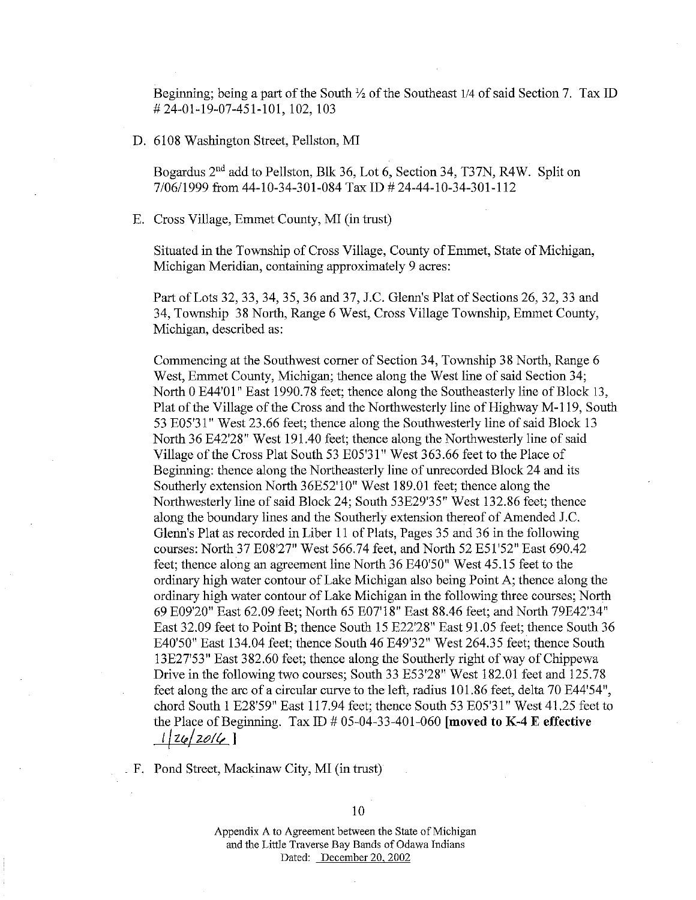Beginning; being a part of the South ½ of the Southeast 1/4 of said Section 7. Tax ID # 24-01-19-07-451-101, 102, 103

D. 6108 Washington Street, Pellston, MI

Bogardus 2nd add to Pellston, Blk 36, Lot 6, Section 34, T37N, R4W. Split on 7/06/1999 from 44-10-34-301-084 Tax ID # 24-44-10-34-301-112

E. Cross Village, Emmet County, MI (in trust)

Situated in the Township of Cross Village, County of Emmet, State of Michigan, Michigan Meridian, containing approximately 9 acres:

Part of Lots 32, 33, 34, 35, 36 and 37, J.C. Glenn's Plat of Sections 26, 32, 33 and 34, Township 38 North, Range 6 West, Cross Village Township, Emmet County, Michigan, described as:

Commencing at the Southwest corner of Section 34, Township 38 North, Range 6 West, Emmet County, Michigan; thence along the West line of said Section 34; North 0 E44'01" East 1990.78 feet; thence along the Southeasterly line of Block 13, Plat of the Village of the Cross and the Northwesterly line of Highway M-119, South 53 E05'31" West 23.66 feet; thence along the Southwesterly line of said Block 13 North 36 E42'28" West 191.40 feet; thence along the Northwesterly line of said Village of the Cross Plat South 53 E05'31" West 363.66 feet to the Place of Beginning: thence along the Northeasterly line of unrecorded Block 24 and its Southerly extension North 36E52'10" West 189.01 feet; thence along the Northwesterly line of said Block 24; South 53E29'35" West 132.86 feet; thence along the boundary lines and the Southerly extension thereof of Amended J.C. Glenn's Plat as recorded in Liber 11 of Plats, Pages 35 and 36 in the following courses: North 37 E08'27" West 566.74 feet, and North 52 E51'52" East 690.42 feet; thence along an agreement line North 36 E40'50" West 45.15 feet to the ordinary high water contour of Lake Michigan also being Point A; thence along the ordinary high water contour of Lake Michigan in the following three courses; North 69 E09'20" East 62.09 feet; North 65 E07'18" East 88.46 feet; and North 79E42'34" East 32.09 feet to Point B; thence South 15 E22'28" East 91.05 feet; thence South 36 E40'50" East 134.04 feet; thence South 46 E49'32" West 264.35 feet; thence South 13E27'53" East 382.60 feet; thence along the Southerly right of way of Chippewa Drive in the following two courses; South 33 E53'28" West 182.01 feet and 125.78 feet along the arc of a circular curve to the left, radius 101.86 feet, delta 70 E44'54", chord South 1 E28'59" East 117.94 feet; thence South 53 E05'31" West 41.25 feet to the Place of Beginning. Tax ID # 05-04-33-401-060 **[moved to K-4 E effective 1/26/2016 ]**

F. Pond Street, Mackinaw City, MI (in trust)

Appendix A to Agreement between the State of Michigan and the Little Traverse Bay Bands of Odawa Indians Dated: December 20, 2002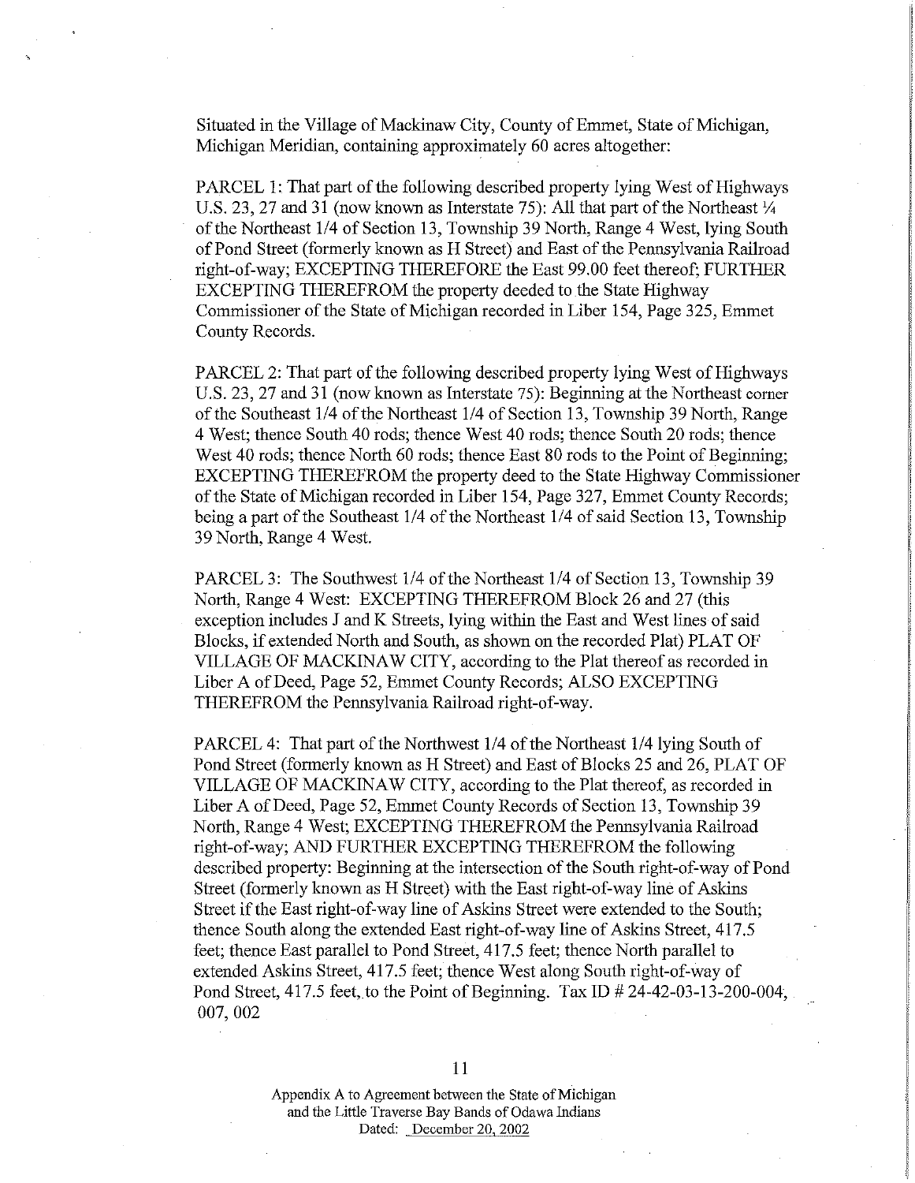Situated in the Village of Mackinaw City, County of Emmet, State of Michigan, Michigan Meridian, containing approximately 60 acres altogether:

PARCEL 1: That part of the following described property lying West of Highways U.S. 23, 27 and 31 (now known as Interstate 75): All that part of the Northeast ¼ of the Northeast 1/4 of Section 13, Township 39 North, Range 4 West, lying South of Pond Street (formerly known as H Street) and East of the Pennsylvania Railroad right-of-way; EXCEPTING THEREFORE the East 99.00 feet thereof; FURTHER EXCEPTING THEREFROM the property deeded to the State Highway Commissioner of the State of Michigan recorded in Liber 154, Page 325, Emmet County Records.

PARCEL 2: That part of the following described property lying West of Highways U.S. 23, 27 and 31 (now known as Interstate 75): Beginning at the Northeast corner of the Southeast 1/4 of the Northeast 1/4 of Section 13, Township 39 North, Range 4 West; thence South 40 rods; thence West 40 rods; thence South 20 rods; thence West 40 rods; thence North 60 rods; thence East 80 rods to the Point of Beginning; EXCEPTING THEREFROM the property deed to the State Highway Commissioner of the State of Michigan recorded in Liber 154, Page 327, Emmet County Records; being a part of the Southeast 1/4 of the Northeast 1/4 of said Section 13, Township 39 North, Range 4 West.

PARCEL 3: The Southwest 1/4 of the Northeast 1/4 of Section 13, Township 39 North, Range 4 West: EXCEPTING THEREFROM Block 26 and 27 (this exception includes J and K Streets, lying within the East and West lines of said Blocks, if extended North and South, as shown on the recorded Plat) PLAT OF VILLAGE OF MACKINAW CITY, according to the Plat thereof as recorded in Liber A of Deed, Page 52, Emmet County Records; ALSO EXCEPTING THEREFROM the Pennsylvania Railroad right-of-way.

PARCEL 4: That part of the Northwest 1/4 of the Northeast 1/4 lying South of Pond Street (formerly known as H Street) and East of Blocks 25 and 26, PLAT OF VILLAGE OF MACKINAW CITY, according to the Plat thereof, as recorded in Liber A of Deed, Page 52, Emmet County Records of Section 13, Township 39 North, Range 4 West; EXCEPTING THEREFROM the Pennsylvania Railroad right-of-way; AND FURTHER EXCEPTING THEREFROM the following described property: Beginning at the intersection of the South right-of-way of Pond Street (formerly known as H Street) with the East right-of-way line of Askins Street if the East right-of-way line of Askins Street were extended to the South; thence South along the extended East right-of-way line of Askins Street, 417.5 feet; thence East parallel to Pond Street, 417.5 feet; thence North parallel to extended Askins Street, 417.5 feet; thence West along South right-of-way of Pond Street, 417.5 feet, to the Point of Beginning. Tax ID # 24-42-03-13-200-004, 007, 002

Appendix A to Agreement between the State of Michigan
and the Little Traverse Bay Bands of Odawa Indians
Dated: December 20, 2002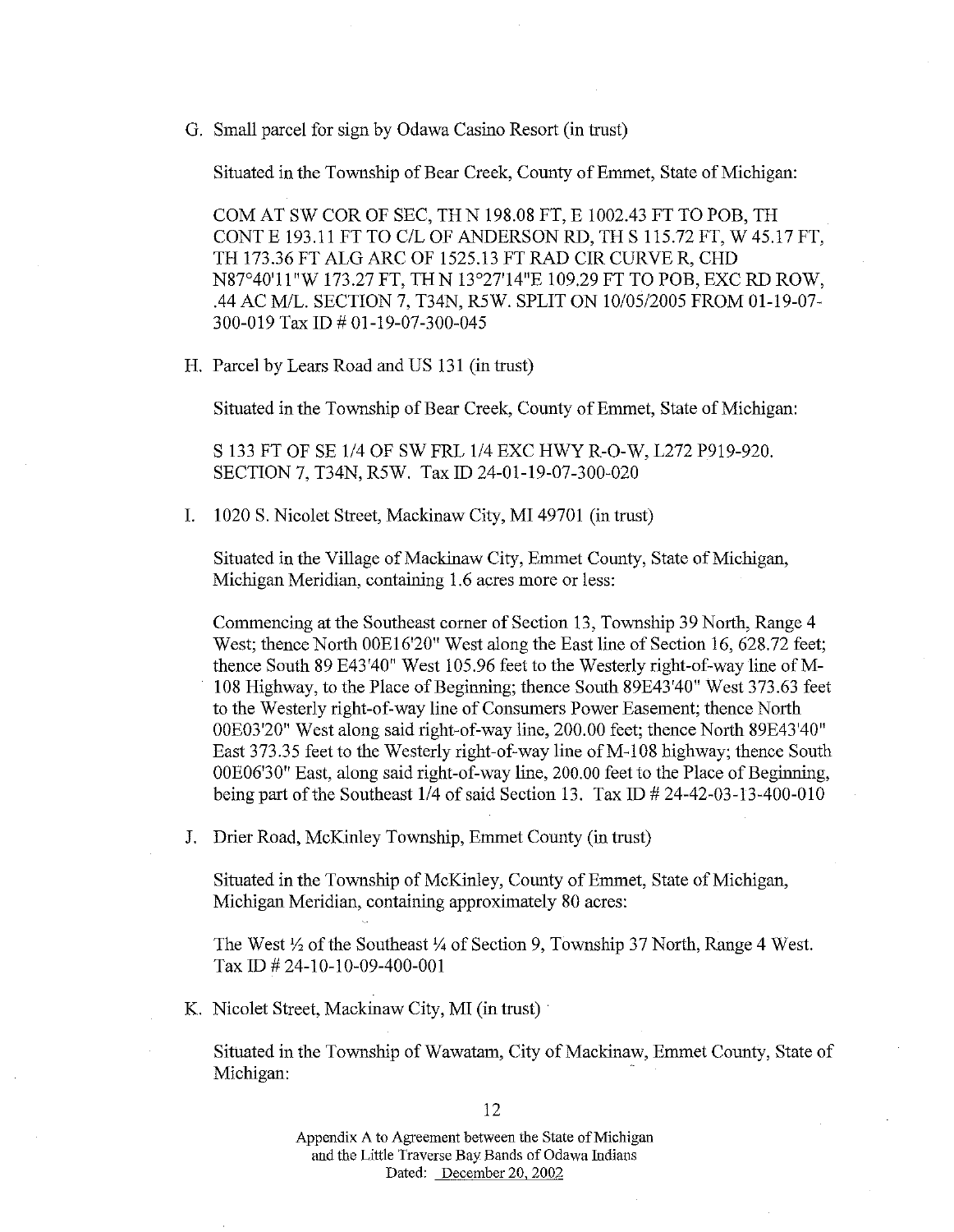G. Small parcel for sign by Odawa Casino Resort (in trust)

 Situated in the Township of Bear Creek, County of Emmet, State of Michigan:

 COM AT SW COR OF SEC, TH N 198.08 FT, E 1002.43 FT TO POB, TH CONT E 193.11 FT TO C/L OF ANDERSON RD, TH S 115.72 FT, W 45.17 FT, TH 173.36 FT ALG ARC OF 1525.13 FT RAD CIR CURVE R, CHD N87°40'11"W 173.27 FT, TH N 13°27'14"E 109.29 FT TO POB, EXC RD ROW, .44 AC M/L. SECTION 7, T34N, R5W. SPLIT ON 10/05/2005 FROM 01-19-07-300-019 Tax ID # 01-19-07-300-045

H. Parcel by Lears Road and US 131 (in trust)

 Situated in the Township of Bear Creek, County of Emmet, State of Michigan:

 S 133 FT OF SE 1/4 OF SW FRL 1/4 EXC HWY R-O-W, L272 P919-920. SECTION 7, T34N, R5W. Tax ID 24-01-19-07-300-020

I. 1020 S. Nicolet Street, Mackinaw City, MI 49701 (in trust)

 Situated in the Village of Mackinaw City, Emmet County, State of Michigan, Michigan Meridian, containing 1.6 acres more or less:

 Commencing at the Southeast corner of Section 13, Township 39 North, Range 4 West; thence North 00E16'20" West along the East line of Section 16, 628.72 feet; thence South 89 E43'40" West 105.96 feet to the Westerly right-of-way line of M-108 Highway, to the Place of Beginning; thence South 89E43'40" West 373.63 feet to the Westerly right-of-way line of Consumers Power Easement; thence North 00E03'20" West along said right-of-way line, 200.00 feet; thence North 89E43'40" East 373.35 feet to the Westerly right-of-way line of M-108 highway; thence South 00E06'30" East, along said right-of-way line, 200.00 feet to the Place of Beginning, being part of the Southeast 1/4 of said Section 13. Tax ID # 24-42-03-13-400-010

J. Drier Road, McKinley Township, Emmet County (in trust)

 Situated in the Township of McKinley, County of Emmet, State of Michigan, Michigan Meridian, containing approximately 80 acres:

 The West ½ of the Southeast ¼ of Section 9, Township 37 North, Range 4 West. Tax ID # 24-10-10-09-400-001

K. Nicolet Street, Mackinaw City, MI (in trust)

 Situated in the Township of Wawatam, City of Mackinaw, Emmet County, State of Michigan:

Appendix A to Agreement between the State of Michigan and the Little Traverse Bay Bands of Odawa Indians
Dated: December 20, 2002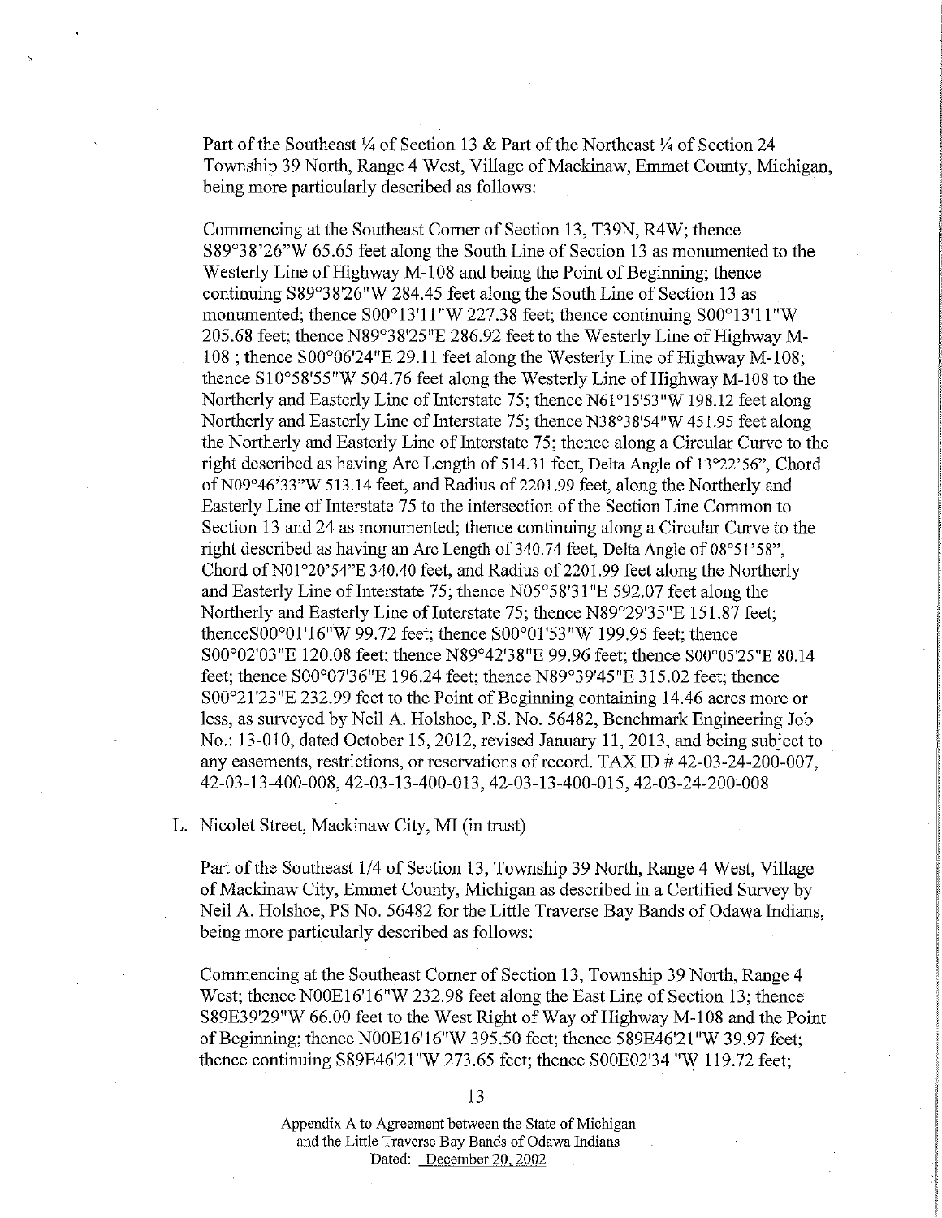Part of the Southeast ¼ of Section 13 & Part of the Northeast ¼ of Section 24 Township 39 North, Range 4 West, Village of Mackinaw, Emmet County, Michigan, being more particularly described as follows:

Commencing at the Southeast Corner of Section 13, T39N, R4W; thence S89°38'26"W 65.65 feet along the South Line of Section 13 as monumented to the Westerly Line of Highway M-108 and being the Point of Beginning; thence continuing S89°38'26"W 284.45 feet along the South Line of Section 13 as monumented; thence S00°13'11"W 227.38 feet; thence continuing S00°13'11"W 205.68 feet; thence N89°38'25"E 286.92 feet to the Westerly Line of Highway M-108 ; thence S00°06'24"E 29.11 feet along the Westerly Line of Highway M-108; thence S10°58'55"W 504.76 feet along the Westerly Line of Highway M-108 to the Northerly and Easterly Line of Interstate 75; thence N61°15'53"W 198.12 feet along Northerly and Easterly Line of Interstate 75; thence N38°38'54"W 451.95 feet along the Northerly and Easterly Line of Interstate 75; thence along a Circular Curve to the right described as having Arc Length of 514.31 feet, Delta Angle of 13°22'56", Chord of N09°46'33"W 513.14 feet, and Radius of 2201.99 feet, along the Northerly and Easterly Line of Interstate 75 to the intersection of the Section Line Common to Section 13 and 24 as monumented; thence continuing along a Circular Curve to the right described as having an Arc Length of 340.74 feet, Delta Angle of 08°51'58", Chord of N01°20'54"E 340.40 feet, and Radius of 2201.99 feet along the Northerly and Easterly Line of Interstate 75; thence N05°58'31"E 592.07 feet along the Northerly and Easterly Line of Interstate 75; thence N89°29'35"E 151.87 feet; thenceS00°01'16"W 99.72 feet; thence S00°01'53"W 199.95 feet; thence S00°02'03"E 120.08 feet; thence N89°42'38"E 99.96 feet; thence S00°05'25"E 80.14 feet; thence S00°07'36"E 196.24 feet; thence N89°39'45"E 315.02 feet; thence S00°21'23"E 232.99 feet to the Point of Beginning containing 14.46 acres more or less, as surveyed by Neil A. Holshoe, P.S. No. 56482, Benchmark Engineering Job No.: 13-010, dated October 15, 2012, revised January 11, 2013, and being subject to any easements, restrictions, or reservations of record. TAX ID # 42-03-24-200-007, 42-03-13-400-008, 42-03-13-400-013, 42-03-13-400-015, 42-03-24-200-008

L. Nicolet Street, Mackinaw City, MI (in trust)

Part of the Southeast 1/4 of Section 13, Township 39 North, Range 4 West, Village of Mackinaw City, Emmet County, Michigan as described in a Certified Survey by Neil A. Holshoe, PS No. 56482 for the Little Traverse Bay Bands of Odawa Indians, being more particularly described as follows:

Commencing at the Southeast Corner of Section 13, Township 39 North, Range 4 West; thence N00E16'16"W 232.98 feet along the East Line of Section 13; thence S89E39'29"W 66.00 feet to the West Right of Way of Highway M-108 and the Point of Beginning; thence N00E16'16"W 395.50 feet; thence 589E46'21"W 39.97 feet; thence continuing S89E46'21"W 273.65 feet; thence S00E02'34 "W 119.72 feet;

Appendix A to Agreement between the State of Michigan and the Little Traverse Bay Bands of Odawa Indians Dated: December 20, 2002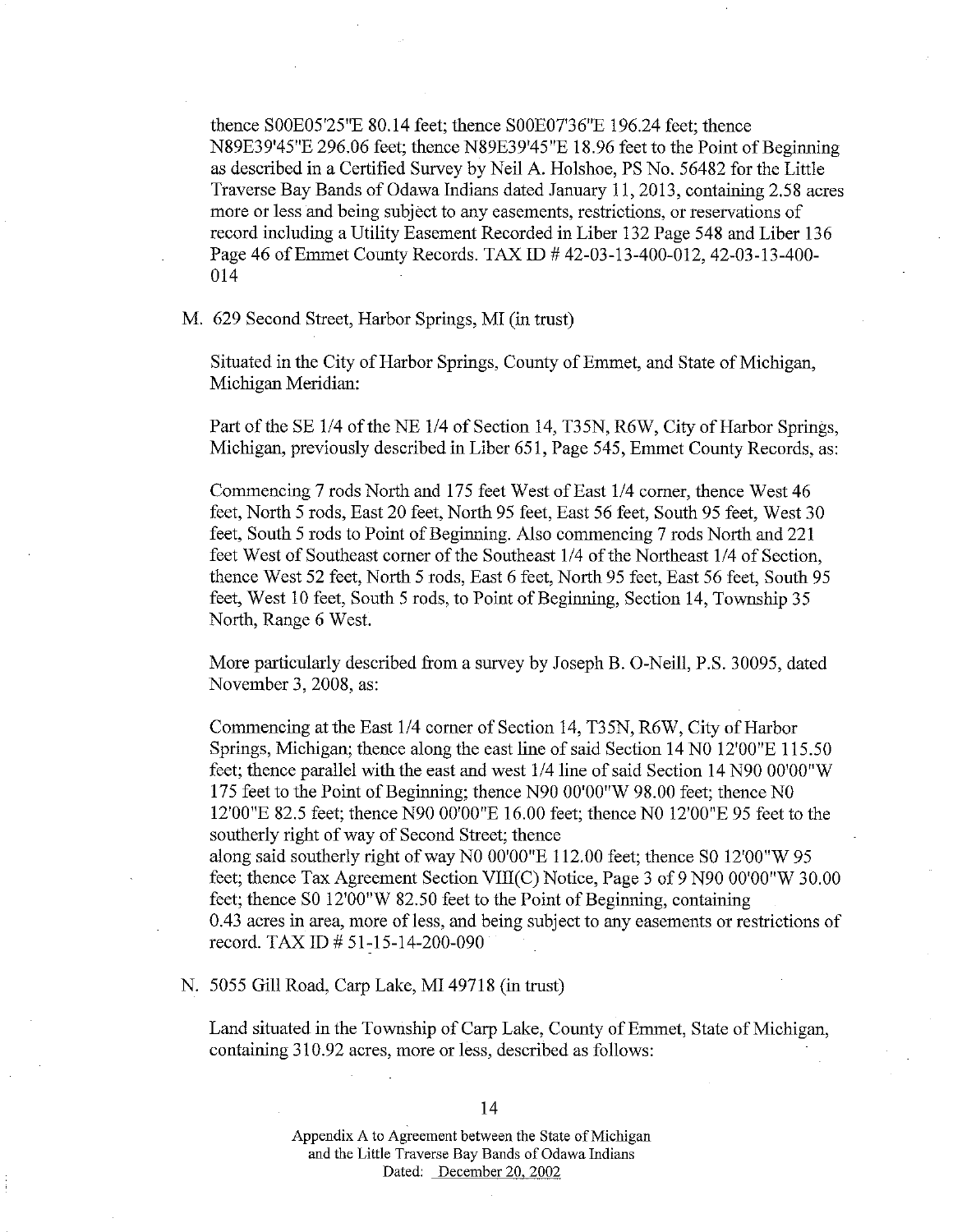thence S00E05'25"E 80.14 feet; thence S00E07'36"E 196.24 feet; thence N89E39'45"E 296.06 feet; thence N89E39'45"E 18.96 feet to the Point of Beginning as described in a Certified Survey by Neil A. Holshoe, PS No. 56482 for the Little Traverse Bay Bands of Odawa Indians dated January 11, 2013, containing 2.58 acres more or less and being subject to any easements, restrictions, or reservations of record including a Utility Easement Recorded in Liber 132 Page 548 and Liber 136 Page 46 of Emmet County Records. TAX ID # 42-03-13-400-012, 42-03-13-400-014

M. 629 Second Street, Harbor Springs, MI (in trust)

Situated in the City of Harbor Springs, County of Emmet, and State of Michigan, Michigan Meridian:

Part of the SE 1/4 of the NE 1/4 of Section 14, T35N, R6W, City of Harbor Springs, Michigan, previously described in Liber 651, Page 545, Emmet County Records, as:

Commencing 7 rods North and 175 feet West of East 1/4 corner, thence West 46 feet, North 5 rods, East 20 feet, North 95 feet, East 56 feet, South 95 feet, West 30 feet, South 5 rods to Point of Beginning. Also commencing 7 rods North and 221 feet West of Southeast corner of the Southeast 1/4 of the Northeast 1/4 of Section, thence West 52 feet, North 5 rods, East 6 feet, North 95 feet, East 56 feet, South 95 feet, West 10 feet, South 5 rods, to Point of Beginning, Section 14, Township 35 North, Range 6 West.

More particularly described from a survey by Joseph B. O-Neill, P.S. 30095, dated November 3, 2008, as:

Commencing at the East 1/4 corner of Section 14, T35N, R6W, City of Harbor Springs, Michigan; thence along the east line of said Section 14 N0 12'00"E 115.50 feet; thence parallel with the east and west 1/4 line of said Section 14 N90 00'00"W 175 feet to the Point of Beginning; thence N90 00'00"W 98.00 feet; thence N0 12'00"E 82.5 feet; thence N90 00'00"E 16.00 feet; thence N0 12'00"E 95 feet to the southerly right of way of Second Street; thence along said southerly right of way N0 00'00"E 112.00 feet; thence S0 12'00"W 95 feet; thence Tax Agreement Section VIII(C) Notice, Page 3 of 9 N90 00'00"W 30.00 feet; thence S0 12'00"W 82.50 feet to the Point of Beginning, containing 0.43 acres in area, more of less, and being subject to any easements or restrictions of record. TAX ID # 51-15-14-200-090

N. 5055 Gill Road, Carp Lake, MI 49718 (in trust)

Land situated in the Township of Carp Lake, County of Emmet, State of Michigan, containing 310.92 acres, more or less, described as follows:

Appendix A to Agreement between the State of Michigan and the Little Traverse Bay Bands of Odawa Indians Dated: December 20, 2002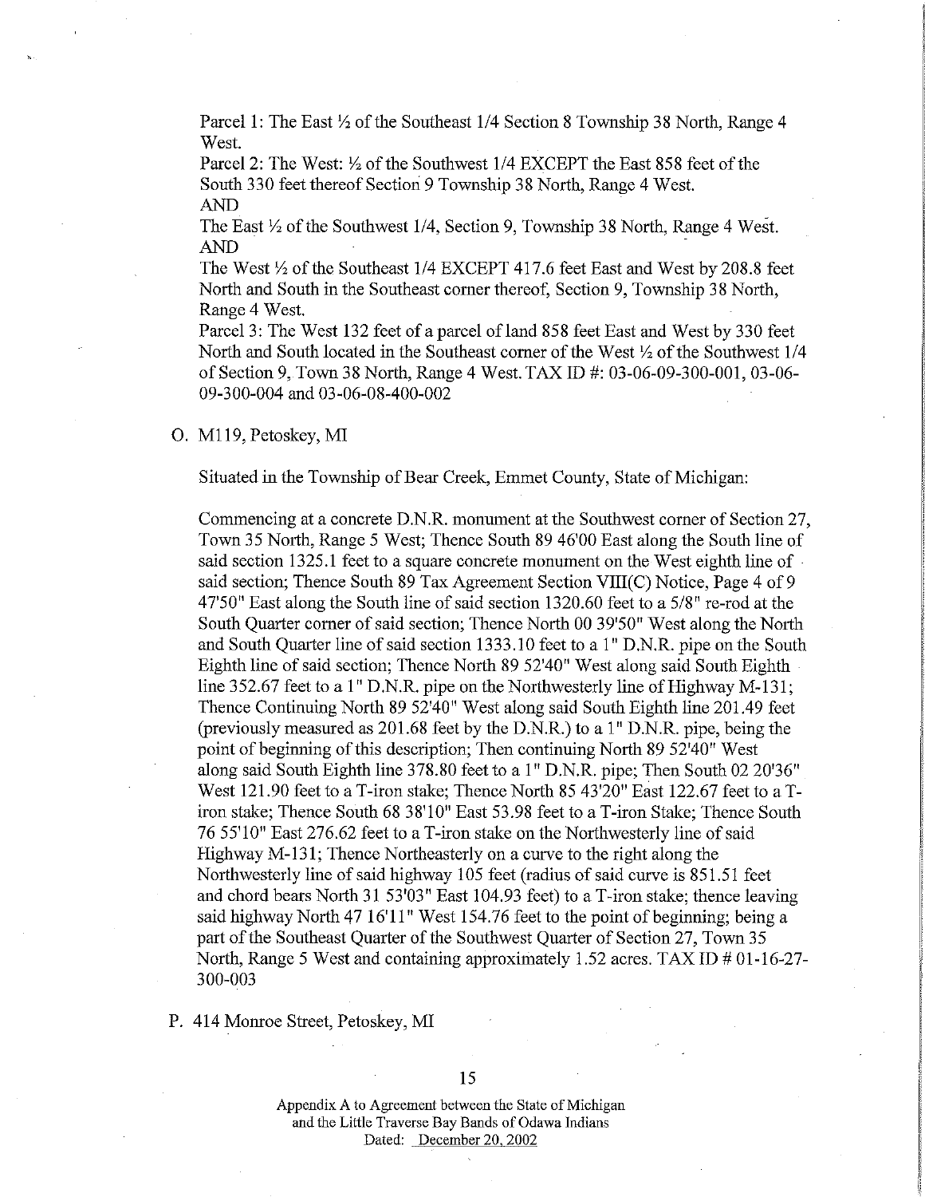Parcel 1: The East ½ of the Southeast 1/4 Section 8 Township 38 North, Range 4 West.

Parcel 2: The West: ½ of the Southwest 1/4 EXCEPT the East 858 feet of the South 330 feet thereof Section 9 Township 38 North, Range 4 West.

AND

The East ½ of the Southwest 1/4, Section 9, Township 38 North, Range 4 West.

AND

The West ½ of the Southeast 1/4 EXCEPT 417.6 feet East and West by 208.8 feet North and South in the Southeast corner thereof, Section 9, Township 38 North, Range 4 West.

Parcel 3: The West 132 feet of a parcel of land 858 feet East and West by 330 feet North and South located in the Southeast corner of the West ½ of the Southwest 1/4 of Section 9, Town 38 North, Range 4 West. TAX ID #: 03-06-09-300-001, 03-06-09-300-004 and 03-06-08-400-002

O. M119, Petoskey, MI

Situated in the Township of Bear Creek, Emmet County, State of Michigan:

Commencing at a concrete D.N.R. monument at the Southwest corner of Section 27, Town 35 North, Range 5 West; Thence South 89 46'00 East along the South line of said section 1325.1 feet to a square concrete monument on the West eighth line of said section; Thence South 89 Tax Agreement Section VIII(C) Notice, Page 4 of 9 47'50" East along the South line of said section 1320.60 feet to a 5/8" re-rod at the South Quarter corner of said section; Thence North 00 39'50" West along the North and South Quarter line of said section 1333.10 feet to a 1" D.N.R. pipe on the South Eighth line of said section; Thence North 89 52'40" West along said South Eighth line 352.67 feet to a 1" D.N.R. pipe on the Northwesterly line of Highway M-131; Thence Continuing North 89 52'40" West along said South Eighth line 201.49 feet (previously measured as 201.68 feet by the D.N.R.) to a 1" D.N.R. pipe, being the point of beginning of this description; Then continuing North 89 52'40" West along said South Eighth line 378.80 feet to a 1" D.N.R. pipe; Then South 02 20'36" West 121.90 feet to a T-iron stake; Thence North 85 43'20" East 122.67 feet to a T-iron stake; Thence South 68 38'10" East 53.98 feet to a T-iron Stake; Thence South 76 55'10" East 276.62 feet to a T-iron stake on the Northwesterly line of said Highway M-131; Thence Northeasterly on a curve to the right along the Northwesterly line of said highway 105 feet (radius of said curve is 851.51 feet and chord bears North 31 53'03" East 104.93 feet) to a T-iron stake; thence leaving said highway North 47 16'11" West 154.76 feet to the point of beginning; being a part of the Southeast Quarter of the Southwest Quarter of Section 27, Town 35 North, Range 5 West and containing approximately 1.52 acres. TAX ID # 01-16-27-300-003

P. 414 Monroe Street, Petoskey, MI

Appendix A to Agreement between the State of Michigan and the Little Traverse Bay Bands of Odawa Indians
Dated: December 20, 2002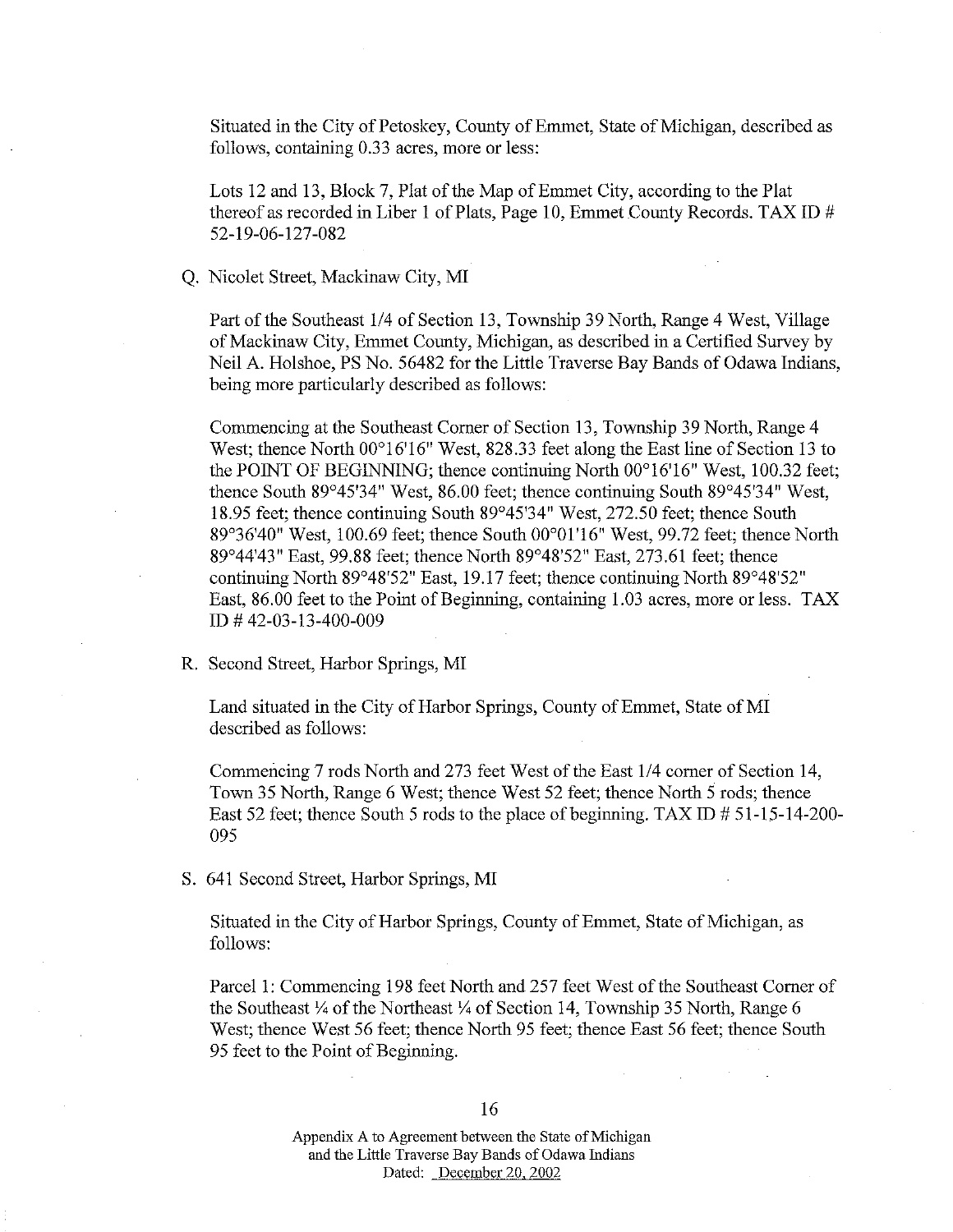Situated in the City of Petoskey, County of Emmet, State of Michigan, described as follows, containing 0.33 acres, more or less:

Lots 12 and 13, Block 7, Plat of the Map of Emmet City, according to the Plat thereof as recorded in Liber 1 of Plats, Page 10, Emmet County Records. TAX ID # 52-19-06-127-082

Q. Nicolet Street, Mackinaw City, MI

Part of the Southeast 1/4 of Section 13, Township 39 North, Range 4 West, Village of Mackinaw City, Emmet County, Michigan, as described in a Certified Survey by Neil A. Holshoe, PS No. 56482 for the Little Traverse Bay Bands of Odawa Indians, being more particularly described as follows:

Commencing at the Southeast Corner of Section 13, Township 39 North, Range 4 West; thence North 00°16'16" West, 828.33 feet along the East line of Section 13 to the POINT OF BEGINNING; thence continuing North 00°16'16" West, 100.32 feet; thence South 89°45'34" West, 86.00 feet; thence continuing South 89°45'34" West, 18.95 feet; thence continuing South 89°45'34" West, 272.50 feet; thence South 89°36'40" West, 100.69 feet; thence South 00°01'16" West, 99.72 feet; thence North 89°44'43" East, 99.88 feet; thence North 89°48'52" East, 273.61 feet; thence continuing North 89°48'52" East, 19.17 feet; thence continuing North 89°48'52" East, 86.00 feet to the Point of Beginning, containing 1.03 acres, more or less. TAX ID # 42-03-13-400-009

R. Second Street, Harbor Springs, MI

Land situated in the City of Harbor Springs, County of Emmet, State of MI described as follows:

Commencing 7 rods North and 273 feet West of the East 1/4 corner of Section 14, Town 35 North, Range 6 West; thence West 52 feet; thence North 5 rods; thence East 52 feet; thence South 5 rods to the place of beginning. TAX ID # 51-15-14-200-095

S. 641 Second Street, Harbor Springs, MI

Situated in the City of Harbor Springs, County of Emmet, State of Michigan, as follows:

Parcel 1: Commencing 198 feet North and 257 feet West of the Southeast Corner of the Southeast ¼ of the Northeast ¼ of Section 14, Township 35 North, Range 6 West; thence West 56 feet; thence North 95 feet; thence East 56 feet; thence South 95 feet to the Point of Beginning.

Appendix A to Agreement between the State of Michigan and the Little Traverse Bay Bands of Odawa Indians
Dated: December 20, 2002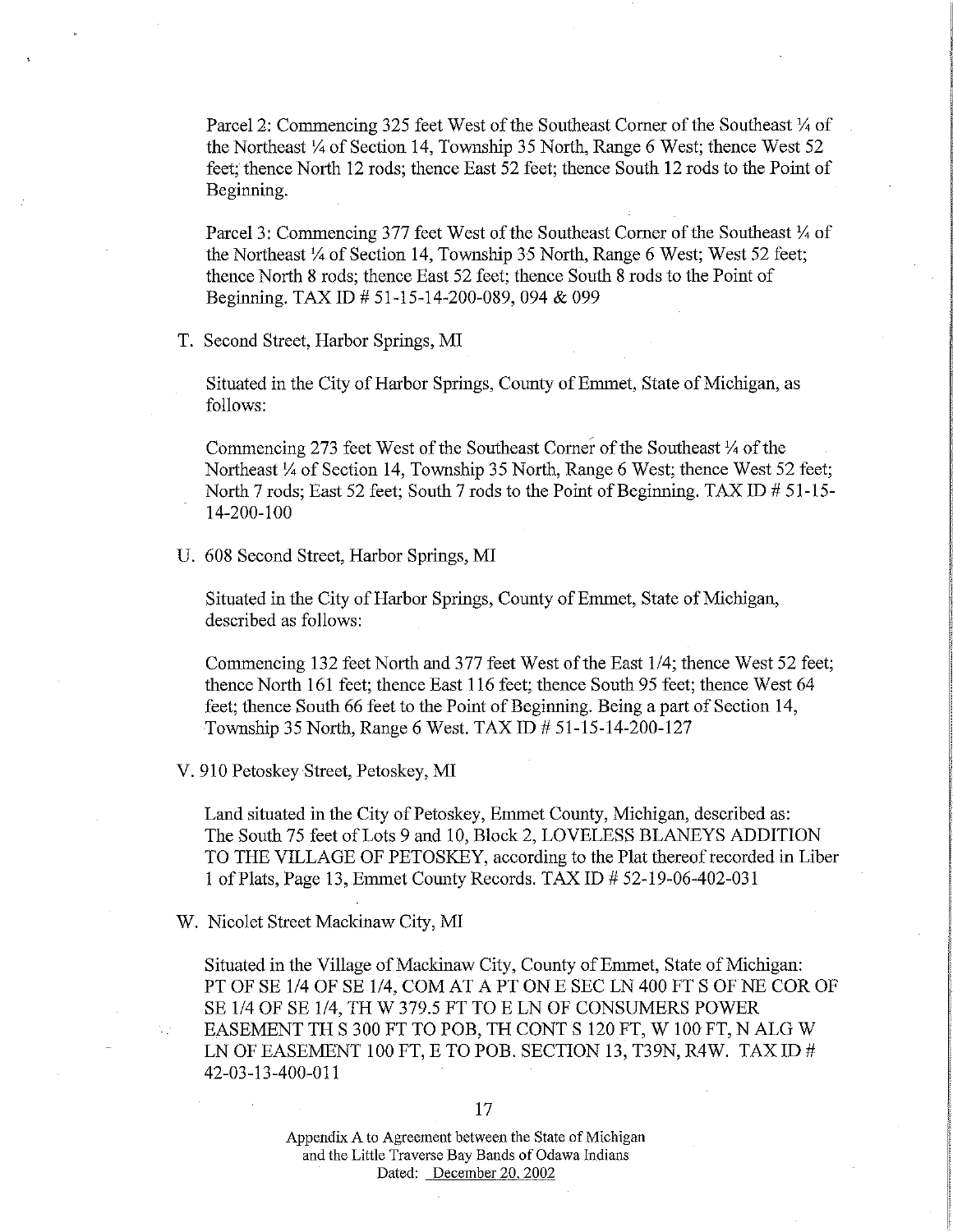Parcel 2: Commencing 325 feet West of the Southeast Corner of the Southeast ¼ of the Northeast ¼ of Section 14, Township 35 North, Range 6 West; thence West 52 feet; thence North 12 rods; thence East 52 feet; thence South 12 rods to the Point of Beginning.

Parcel 3: Commencing 377 feet West of the Southeast Corner of the Southeast ¼ of the Northeast ¼ of Section 14, Township 35 North, Range 6 West; West 52 feet; thence North 8 rods; thence East 52 feet; thence South 8 rods to the Point of Beginning. TAX ID # 51-15-14-200-089, 094 & 099

T. Second Street, Harbor Springs, MI

Situated in the City of Harbor Springs, County of Emmet, State of Michigan, as follows:

Commencing 273 feet West of the Southeast Corner of the Southeast ¼ of the Northeast ¼ of Section 14, Township 35 North, Range 6 West; thence West 52 feet; North 7 rods; East 52 feet; South 7 rods to the Point of Beginning. TAX ID # 51-15-14-200-100

U. 608 Second Street, Harbor Springs, MI

Situated in the City of Harbor Springs, County of Emmet, State of Michigan, described as follows:

Commencing 132 feet North and 377 feet West of the East 1/4; thence West 52 feet; thence North 161 feet; thence East 116 feet; thence South 95 feet; thence West 64 feet; thence South 66 feet to the Point of Beginning. Being a part of Section 14, Township 35 North, Range 6 West. TAX ID # 51-15-14-200-127

V. 910 Petoskey Street, Petoskey, MI

Land situated in the City of Petoskey, Emmet County, Michigan, described as: The South 75 feet of Lots 9 and 10, Block 2, LOVELESS BLANEYS ADDITION TO THE VILLAGE OF PETOSKEY, according to the Plat thereof recorded in Liber 1 of Plats, Page 13, Emmet County Records. TAX ID # 52-19-06-402-031

W. Nicolet Street Mackinaw City, MI

Situated in the Village of Mackinaw City, County of Emmet, State of Michigan: PT OF SE 1/4 OF SE 1/4, COM AT A PT ON E SEC LN 400 FT S OF NE COR OF SE 1/4 OF SE 1/4, TH W 379.5 FT TO E LN OF CONSUMERS POWER EASEMENT TH S 300 FT TO POB, TH CONT S 120 FT, W 100 FT, N ALG W LN OF EASEMENT 100 FT, E TO POB. SECTION 13, T39N, R4W. TAX ID # 42-03-13-400-011

Appendix A to Agreement between the State of Michigan and the Little Traverse Bay Bands of Odawa Indians
Dated: December 20, 2002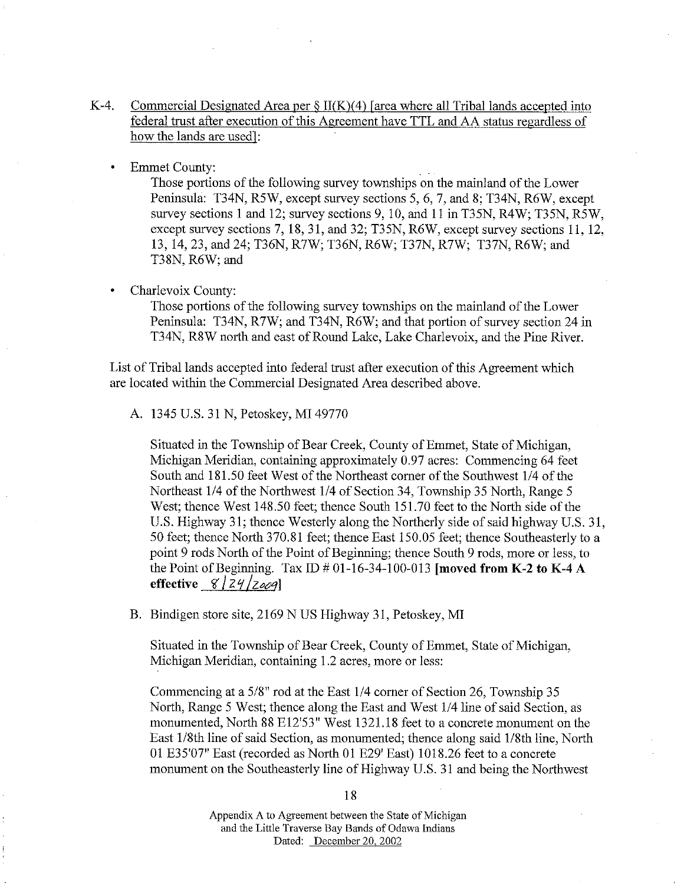K-4. <u>Commercial Designated Area per § II(K)(4) [area where all Tribal lands accepted into federal trust after execution of this Agreement have TTL and AA status regardless of how the lands are used]</u>:

- Emmet County:

  Those portions of the following survey townships on the mainland of the Lower Peninsula: T34N, R5W, except survey sections 5, 6, 7, and 8; T34N, R6W, except survey sections 1 and 12; survey sections 9, 10, and 11 in T35N, R4W; T35N, R5W, except survey sections 7, 18, 31, and 32; T35N, R6W, except survey sections 11, 12, 13, 14, 23, and 24; T36N, R7W; T36N, R6W; T37N, R7W; T37N, R6W; and T38N, R6W; and

- Charlevoix County:

  Those portions of the following survey townships on the mainland of the Lower Peninsula: T34N, R7W; and T34N, R6W; and that portion of survey section 24 in T34N, R8W north and east of Round Lake, Lake Charlevoix, and the Pine River.

List of Tribal lands accepted into federal trust after execution of this Agreement which are located within the Commercial Designated Area described above.

A. 1345 U.S. 31 N, Petoskey, MI 49770

   Situated in the Township of Bear Creek, County of Emmet, State of Michigan, Michigan Meridian, containing approximately 0.97 acres: Commencing 64 feet South and 181.50 feet West of the Northeast corner of the Southwest 1/4 of the Northeast 1/4 of the Northwest 1/4 of Section 34, Township 35 North, Range 5 West; thence West 148.50 feet; thence South 151.70 feet to the North side of the U.S. Highway 31; thence Westerly along the Northerly side of said highway U.S. 31, 50 feet; thence North 370.81 feet; thence East 150.05 feet; thence Southeasterly to a point 9 rods North of the Point of Beginning; thence South 9 rods, more or less, to the Point of Beginning. Tax ID # 01-16-34-100-013 **[moved from K-2 to K-4 A effective 8/24/2009]**

B. Bindigen store site, 2169 N US Highway 31, Petoskey, MI

   Situated in the Township of Bear Creek, County of Emmet, State of Michigan, Michigan Meridian, containing 1.2 acres, more or less:

   Commencing at a 5/8" rod at the East 1/4 corner of Section 26, Township 35 North, Range 5 West; thence along the East and West 1/4 line of said Section, as monumented, North 88 E12'53" West 1321.18 feet to a concrete monument on the East 1/8th line of said Section, as monumented; thence along said 1/8th line, North 01 E35'07" East (recorded as North 01 E29' East) 1018.26 feet to a concrete monument on the Southeasterly line of Highway U.S. 31 and being the Northwest

Appendix A to Agreement between the State of Michigan and the Little Traverse Bay Bands of Odawa Indians
Dated: December 20, 2002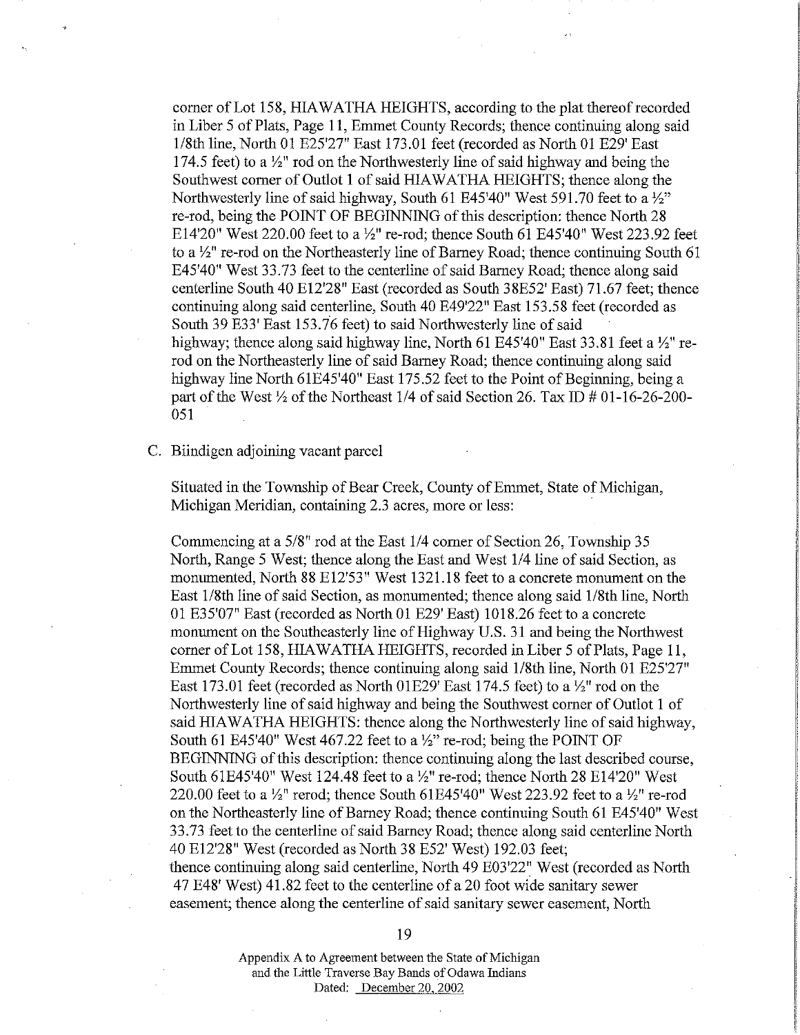corner of Lot 158, HIAWATHA HEIGHTS, according to the plat thereof recorded in Liber 5 of Plats, Page 11, Emmet County Records; thence continuing along said 1/8th line, North 01 E25'27" East 173.01 feet (recorded as North 01 E29' East 174.5 feet) to a ½" rod on the Northwesterly line of said highway and being the Southwest corner of Outlot 1 of said HIAWATHA HEIGHTS; thence along the Northwesterly line of said highway, South 61 E45'40" West 591.70 feet to a ½" re-rod, being the POINT OF BEGINNING of this description: thence North 28 E14'20" West 220.00 feet to a ½" re-rod; thence South 61 E45'40" West 223.92 feet to a ½" re-rod on the Northeasterly line of Barney Road; thence continuing South 61 E45'40" West 33.73 feet to the centerline of said Barney Road; thence along said centerline South 40 E12'28" East (recorded as South 38E52' East) 71.67 feet; thence continuing along said centerline, South 40 E49'22" East 153.58 feet (recorded as South 39 E33' East 153.76 feet) to said Northwesterly line of said highway; thence along said highway line, North 61 E45'40" East 33.81 feet a ½" re-rod on the Northeasterly line of said Barney Road; thence continuing along said highway line North 61E45'40" East 175.52 feet to the Point of Beginning, being a part of the West ½ of the Northeast 1/4 of said Section 26. Tax ID # 01-16-26-200-051

C. Biindigen adjoining vacant parcel

Situated in the Township of Bear Creek, County of Emmet, State of Michigan, Michigan Meridian, containing 2.3 acres, more or less:

Commencing at a 5/8" rod at the East 1/4 corner of Section 26, Township 35 North, Range 5 West; thence along the East and West 1/4 line of said Section, as monumented, North 88 E12'53" West 1321.18 feet to a concrete monument on the East 1/8th line of said Section, as monumented; thence along said 1/8th line, North 01 E35'07" East (recorded as North 01 E29' East) 1018.26 feet to a concrete monument on the Southeasterly line of Highway U.S. 31 and being the Northwest corner of Lot 158, HIAWATHA HEIGHTS, recorded in Liber 5 of Plats, Page 11, Emmet County Records; thence continuing along said 1/8th line, North 01 E25'27" East 173.01 feet (recorded as North 01E29' East 174.5 feet) to a ½" rod on the Northwesterly line of said highway and being the Southwest corner of Outlot 1 of said HIAWATHA HEIGHTS: thence along the Northwesterly line of said highway, South 61 E45'40" West 467.22 feet to a ½" re-rod; being the POINT OF BEGINNING of this description: thence continuing along the last described course, South 61E45'40" West 124.48 feet to a ½" re-rod; thence North 28 E14'20" West 220.00 feet to a ½" rerod; thence South 61E45'40" West 223.92 feet to a ½" re-rod on the Northeasterly line of Barney Road; thence continuing South 61 E45'40" West 33.73 feet to the centerline of said Barney Road; thence along said centerline North 40 E12'28" West (recorded as North 38 E52' West) 192.03 feet; thence continuing along said centerline, North 49 E03'22" West (recorded as North 47 E48' West) 41.82 feet to the centerline of a 20 foot wide sanitary sewer easement; thence along the centerline of said sanitary sewer easement, North

Appendix A to Agreement between the State of Michigan and the Little Traverse Bay Bands of Odawa Indians
Dated: December 20, 2002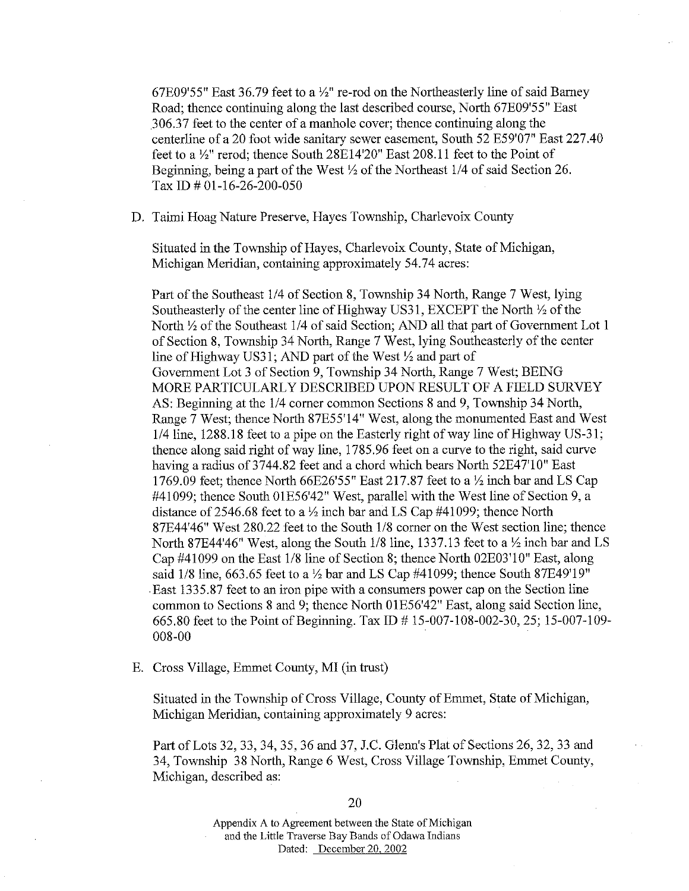67E09'55" East 36.79 feet to a ½" re-rod on the Northeasterly line of said Barney Road; thence continuing along the last described course, North 67E09'55" East 306.37 feet to the center of a manhole cover; thence continuing along the centerline of a 20 foot wide sanitary sewer easement, South 52 E59'07" East 227.40 feet to a ½" rerod; thence South 28E14'20" East 208.11 feet to the Point of Beginning, being a part of the West ½ of the Northeast 1/4 of said Section 26. Tax ID # 01-16-26-200-050

D. Taimi Hoag Nature Preserve, Hayes Township, Charlevoix County

Situated in the Township of Hayes, Charlevoix County, State of Michigan, Michigan Meridian, containing approximately 54.74 acres:

Part of the Southeast 1/4 of Section 8, Township 34 North, Range 7 West, lying Southeasterly of the center line of Highway US31, EXCEPT the North ½ of the North ½ of the Southeast 1/4 of said Section; AND all that part of Government Lot 1 of Section 8, Township 34 North, Range 7 West, lying Southeasterly of the center line of Highway US31; AND part of the West ½ and part of Government Lot 3 of Section 9, Township 34 North, Range 7 West; BEING MORE PARTICULARLY DESCRIBED UPON RESULT OF A FIELD SURVEY AS: Beginning at the 1/4 corner common Sections 8 and 9, Township 34 North, Range 7 West; thence North 87E55'14" West, along the monumented East and West 1/4 line, 1288.18 feet to a pipe on the Easterly right of way line of Highway US-31; thence along said right of way line, 1785.96 feet on a curve to the right, said curve having a radius of 3744.82 feet and a chord which bears North 52E47'10" East 1769.09 feet; thence North 66E26'55" East 217.87 feet to a ½ inch bar and LS Cap #41099; thence South 01E56'42" West, parallel with the West line of Section 9, a distance of 2546.68 feet to a ½ inch bar and LS Cap #41099; thence North 87E44'46" West 280.22 feet to the South 1/8 corner on the West section line; thence North 87E44'46" West, along the South 1/8 line, 1337.13 feet to a ½ inch bar and LS Cap #41099 on the East 1/8 line of Section 8; thence North 02E03'10" East, along said 1/8 line, 663.65 feet to a ½ bar and LS Cap #41099; thence South 87E49'19" East 1335.87 feet to an iron pipe with a consumers power cap on the Section line common to Sections 8 and 9; thence North 01E56'42" East, along said Section line, 665.80 feet to the Point of Beginning. Tax ID # 15-007-108-002-30, 25; 15-007-109-008-00

E. Cross Village, Emmet County, MI (in trust)

Situated in the Township of Cross Village, County of Emmet, State of Michigan, Michigan Meridian, containing approximately 9 acres:

Part of Lots 32, 33, 34, 35, 36 and 37, J.C. Glenn's Plat of Sections 26, 32, 33 and 34, Township 38 North, Range 6 West, Cross Village Township, Emmet County, Michigan, described as:

Appendix A to Agreement between the State of Michigan and the Little Traverse Bay Bands of Odawa Indians Dated: December 20, 2002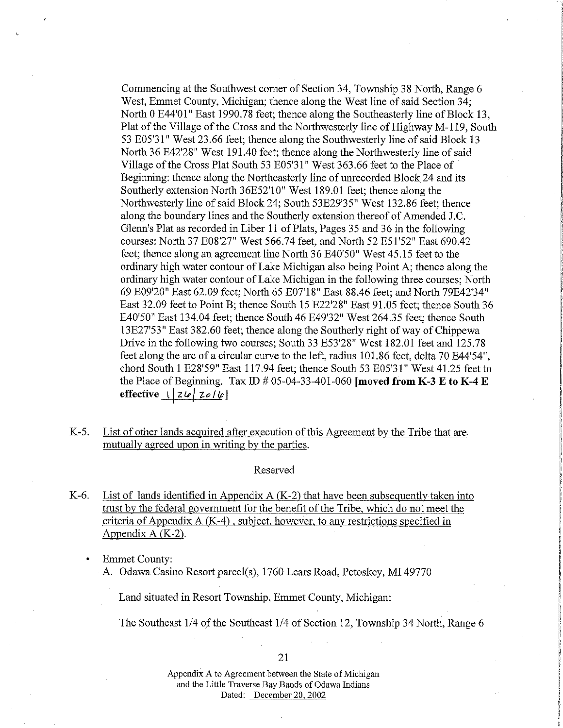Commencing at the Southwest corner of Section 34, Township 38 North, Range 6 West, Emmet County, Michigan; thence along the West line of said Section 34; North 0 E44'01" East 1990.78 feet; thence along the Southeasterly line of Block 13, Plat of the Village of the Cross and the Northwesterly line of Highway M-119, South 53 E05'31" West 23.66 feet; thence along the Southwesterly line of said Block 13 North 36 E42'28" West 191.40 feet; thence along the Northwesterly line of said Village of the Cross Plat South 53 E05'31" West 363.66 feet to the Place of Beginning: thence along the Northeasterly line of unrecorded Block 24 and its Southerly extension North 36E52'10" West 189.01 feet; thence along the Northwesterly line of said Block 24; South 53E29'35" West 132.86 feet; thence along the boundary lines and the Southerly extension thereof of Amended J.C. Glenn's Plat as recorded in Liber 11 of Plats, Pages 35 and 36 in the following courses: North 37 E08'27" West 566.74 feet, and North 52 E51'52" East 690.42 feet; thence along an agreement line North 36 E40'50" West 45.15 feet to the ordinary high water contour of Lake Michigan also being Point A; thence along the ordinary high water contour of Lake Michigan in the following three courses; North 69 E09'20" East 62.09 feet; North 65 E07'18" East 88.46 feet; and North 79E42'34" East 32.09 feet to Point B; thence South 15 E22'28" East 91.05 feet; thence South 36 E40'50" East 134.04 feet; thence South 46 E49'32" West 264.35 feet; thence South 13E27'53" East 382.60 feet; thence along the Southerly right of way of Chippewa Drive in the following two courses; South 33 E53'28" West 182.01 feet and 125.78 feet along the arc of a circular curve to the left, radius 101.86 feet, delta 70 E44'54", chord South 1 E28'59" East 117.94 feet; thence South 53 E05'31" West 41.25 feet to the Place of Beginning. Tax ID # 05-04-33-401-060 **[moved from K-3 E to K-4 E effective 1/26/2016]**

K-5. <u>List of other lands acquired after execution of this Agreement by the Tribe that are mutually agreed upon in writing by the parties.</u>

Reserved

K-6. <u>List of lands identified in Appendix A (K-2) that have been subsequently taken into trust by the federal government for the benefit of the Tribe, which do not meet the criteria of Appendix A (K-4), subject, however, to any restrictions specified in Appendix A (K-2).</u>

- Emmet County:

A. Odawa Casino Resort parcel(s), 1760 Lears Road, Petoskey, MI 49770

Land situated in Resort Township, Emmet County, Michigan:

The Southeast 1/4 of the Southeast 1/4 of Section 12, Township 34 North, Range 6

Appendix A to Agreement between the State of Michigan and the Little Traverse Bay Bands of Odawa Indians Dated: December 20, 2002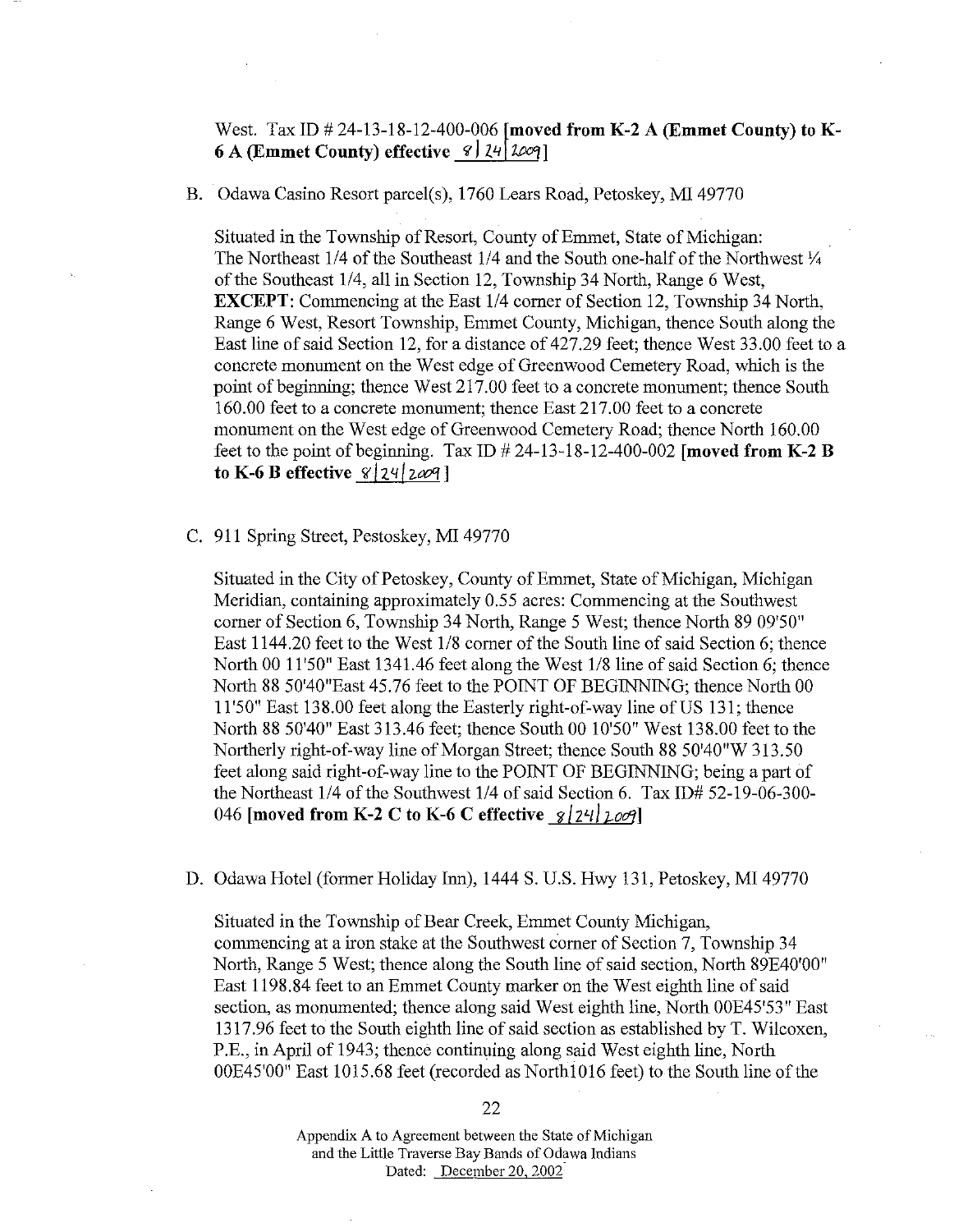West. Tax ID # 24-13-18-12-400-006 **[moved from K-2 A (Emmet County) to K-6 A (Emmet County) effective 8/24/2009]**

B. Odawa Casino Resort parcel(s), 1760 Lears Road, Petoskey, MI 49770

Situated in the Township of Resort, County of Emmet, State of Michigan: The Northeast 1/4 of the Southeast 1/4 and the South one-half of the Northwest ¼ of the Southeast 1/4, all in Section 12, Township 34 North, Range 6 West, **EXCEPT**: Commencing at the East 1/4 corner of Section 12, Township 34 North, Range 6 West, Resort Township, Emmet County, Michigan, thence South along the East line of said Section 12, for a distance of 427.29 feet; thence West 33.00 feet to a concrete monument on the West edge of Greenwood Cemetery Road, which is the point of beginning; thence West 217.00 feet to a concrete monument; thence South 160.00 feet to a concrete monument; thence East 217.00 feet to a concrete monument on the West edge of Greenwood Cemetery Road; thence North 160.00 feet to the point of beginning. Tax ID # 24-13-18-12-400-002 **[moved from K-2 B to K-6 B effective 8/24/2009]**

C. 911 Spring Street, Pestoskey, MI 49770

Situated in the City of Petoskey, County of Emmet, State of Michigan, Michigan Meridian, containing approximately 0.55 acres: Commencing at the Southwest corner of Section 6, Township 34 North, Range 5 West; thence North 89 09'50" East 1144.20 feet to the West 1/8 corner of the South line of said Section 6; thence North 00 11'50" East 1341.46 feet along the West 1/8 line of said Section 6; thence North 88 50'40"East 45.76 feet to the POINT OF BEGINNING; thence North 00 11'50" East 138.00 feet along the Easterly right-of-way line of US 131; thence North 88 50'40" East 313.46 feet; thence South 00 10'50" West 138.00 feet to the Northerly right-of-way line of Morgan Street; thence South 88 50'40"W 313.50 feet along said right-of-way line to the POINT OF BEGINNING; being a part of the Northeast 1/4 of the Southwest 1/4 of said Section 6. Tax ID# 52-19-06-300-046 **[moved from K-2 C to K-6 C effective 8/24/2009]**

D. Odawa Hotel (former Holiday Inn), 1444 S. U.S. Hwy 131, Petoskey, MI 49770

Situated in the Township of Bear Creek, Emmet County Michigan, commencing at a iron stake at the Southwest corner of Section 7, Township 34 North, Range 5 West; thence along the South line of said section, North 89E40'00" East 1198.84 feet to an Emmet County marker on the West eighth line of said section, as monumented; thence along said West eighth line, North 00E45'53" East 1317.96 feet to the South eighth line of said section as established by T. Wilcoxen, P.E., in April of 1943; thence continuing along said West eighth line, North 00E45'00" East 1015.68 feet (recorded as North1016 feet) to the South line of the

Appendix A to Agreement between the State of Michigan and the Little Traverse Bay Bands of Odawa Indians Dated: December 20, 2002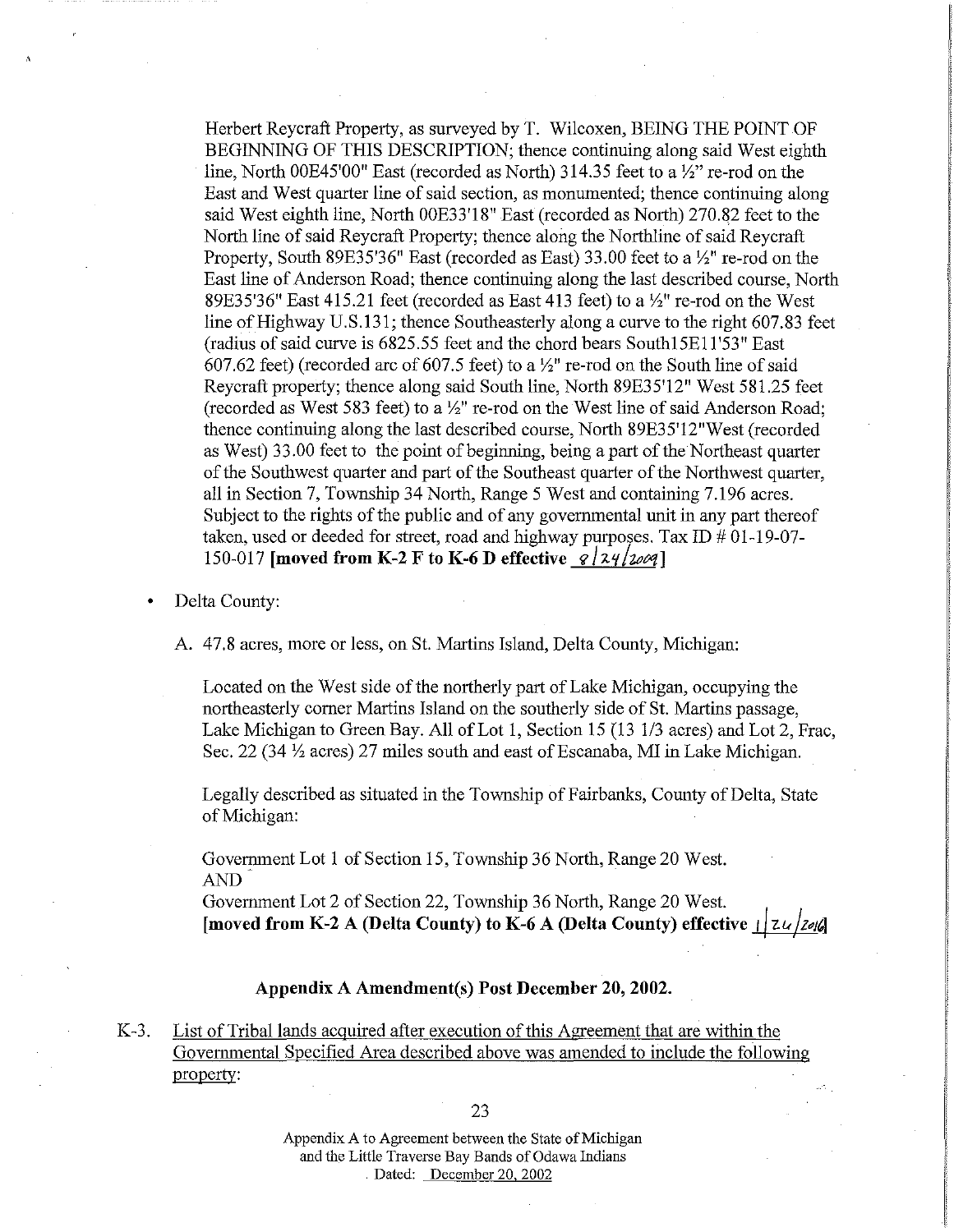Herbert Reycraft Property, as surveyed by T. Wilcoxen, BEING THE POINT OF BEGINNING OF THIS DESCRIPTION; thence continuing along said West eighth line, North 00E45'00" East (recorded as North) 314.35 feet to a ½" re-rod on the East and West quarter line of said section, as monumented; thence continuing along said West eighth line, North 00E33'18" East (recorded as North) 270.82 feet to the North line of said Reycraft Property; thence along the Northline of said Reycraft Property, South 89E35'36" East (recorded as East) 33.00 feet to a ½" re-rod on the East line of Anderson Road; thence continuing along the last described course, North 89E35'36" East 415.21 feet (recorded as East 413 feet) to a ½" re-rod on the West line of Highway U.S.131; thence Southeasterly along a curve to the right 607.83 feet (radius of said curve is 6825.55 feet and the chord bears South15E11'53" East 607.62 feet) (recorded arc of 607.5 feet) to a ½" re-rod on the South line of said Reycraft property; thence along said South line, North 89E35'12" West 581.25 feet (recorded as West 583 feet) to a ½" re-rod on the West line of said Anderson Road; thence continuing along the last described course, North 89E35'12"West (recorded as West) 33.00 feet to the point of beginning, being a part of the Northeast quarter of the Southwest quarter and part of the Southeast quarter of the Northwest quarter, all in Section 7, Township 34 North, Range 5 West and containing 7.196 acres. Subject to the rights of the public and of any governmental unit in any part thereof taken, used or deeded for street, road and highway purposes. Tax ID # 01-19-07-150-017 **[moved from K-2 F to K-6 D effective 8/24/2009]**

- Delta County:

A. 47.8 acres, more or less, on St. Martins Island, Delta County, Michigan:

Located on the West side of the northerly part of Lake Michigan, occupying the northeasterly corner Martins Island on the southerly side of St. Martins passage, Lake Michigan to Green Bay. All of Lot 1, Section 15 (13 1/3 acres) and Lot 2, Frac, Sec. 22 (34 ½ acres) 27 miles south and east of Escanaba, MI in Lake Michigan.

Legally described as situated in the Township of Fairbanks, County of Delta, State of Michigan:

Government Lot 1 of Section 15, Township 36 North, Range 20 West.
AND
Government Lot 2 of Section 22, Township 36 North, Range 20 West.
**[moved from K-2 A (Delta County) to K-6 A (Delta County) effective 1/26/2016]**

**Appendix A Amendment(s) Post December 20, 2002.**

K-3. List of Tribal lands acquired after execution of this Agreement that are within the Governmental Specified Area described above was amended to include the following property:

Appendix A to Agreement between the State of Michigan and the Little Traverse Bay Bands of Odawa Indians
Dated: December 20, 2002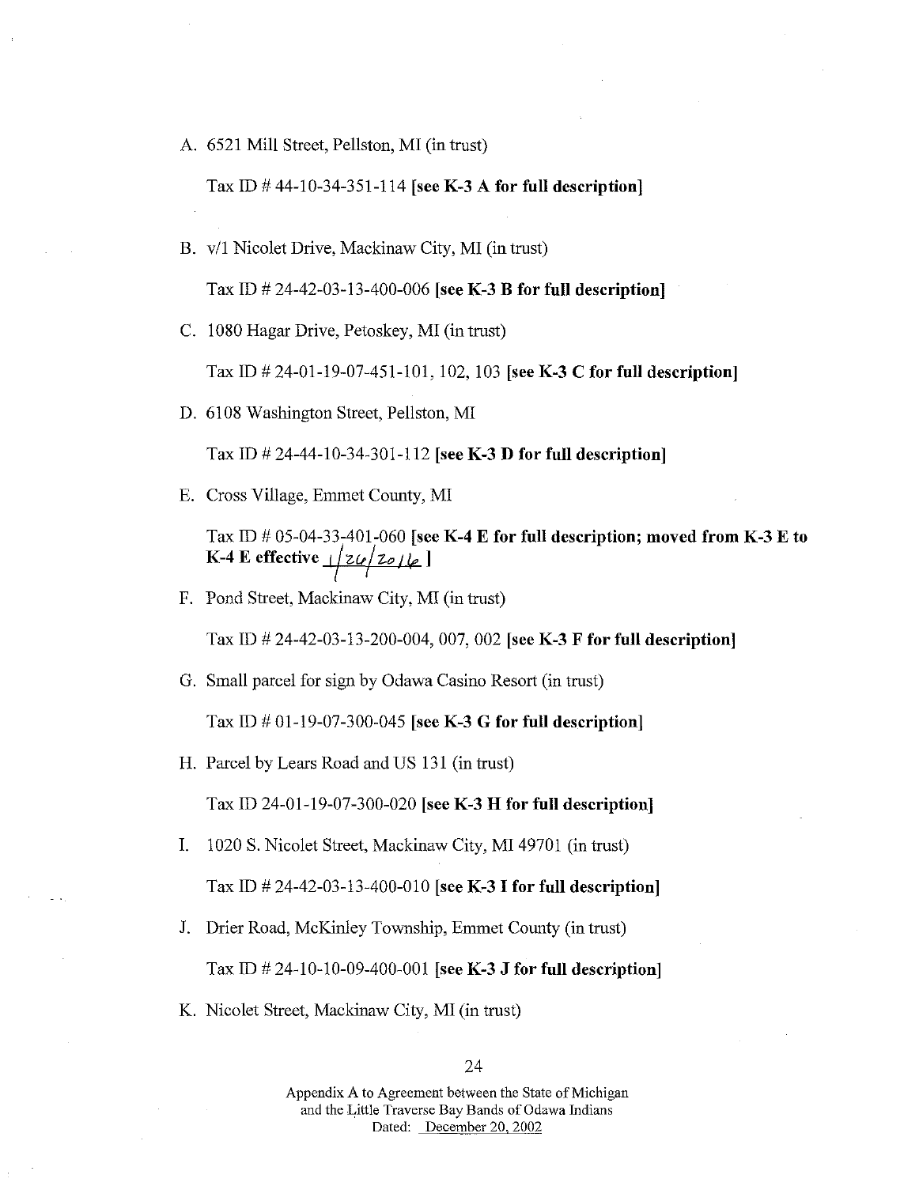A. 6521 Mill Street, Pellston, MI (in trust)

   Tax ID # 44-10-34-351-114 **[see K-3 A for full description]**

B. v/l Nicolet Drive, Mackinaw City, MI (in trust)

   Tax ID # 24-42-03-13-400-006 **[see K-3 B for full description]**

C. 1080 Hagar Drive, Petoskey, MI (in trust)

   Tax ID # 24-01-19-07-451-101, 102, 103 **[see K-3 C for full description]**

D. 6108 Washington Street, Pellston, MI

   Tax ID # 24-44-10-34-301-112 **[see K-3 D for full description]**

E. Cross Village, Emmet County, MI

   Tax ID # 05-04-33-401-060 **[see K-4 E for full description; moved from K-3 E to K-4 E effective 1/26/2016 ]**

F. Pond Street, Mackinaw City, MI (in trust)

   Tax ID # 24-42-03-13-200-004, 007, 002 **[see K-3 F for full description]**

G. Small parcel for sign by Odawa Casino Resort (in trust)

   Tax ID # 01-19-07-300-045 **[see K-3 G for full description]**

H. Parcel by Lears Road and US 131 (in trust)

   Tax ID 24-01-19-07-300-020 **[see K-3 H for full description]**

I. 1020 S. Nicolet Street, Mackinaw City, MI 49701 (in trust)

   Tax ID # 24-42-03-13-400-010 **[see K-3 I for full description]**

J. Drier Road, McKinley Township, Emmet County (in trust)

   Tax ID # 24-10-10-09-400-001 **[see K-3 J for full description]**

K. Nicolet Street, Mackinaw City, MI (in trust)

Appendix A to Agreement between the State of Michigan and the Little Traverse Bay Bands of Odawa Indians
Dated: December 20, 2002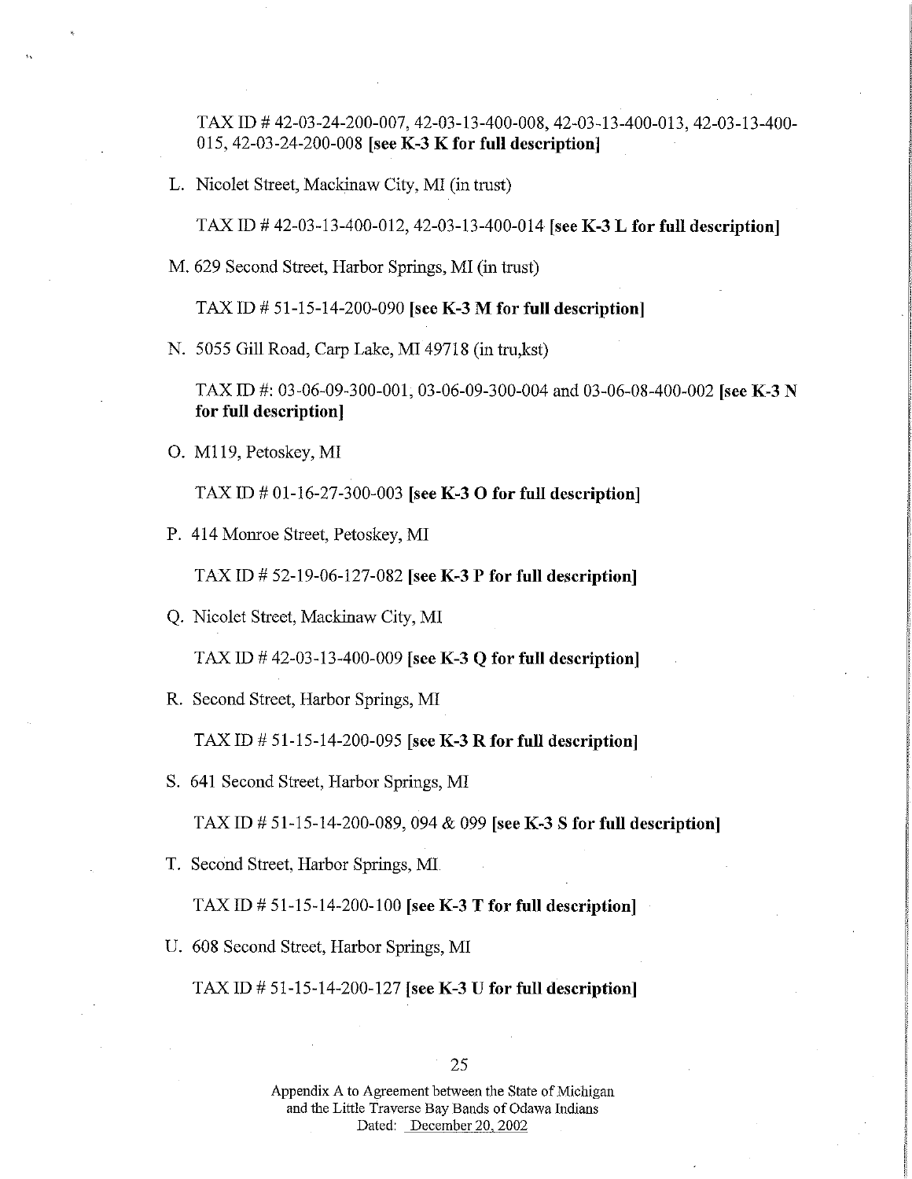TAX ID # 42-03-24-200-007, 42-03-13-400-008, 42-03-13-400-013, 42-03-13-400-015, 42-03-24-200-008 **[see K-3 K for full description]**

L. Nicolet Street, Mackinaw City, MI (in trust)

TAX ID # 42-03-13-400-012, 42-03-13-400-014 **[see K-3 L for full description]**

M. 629 Second Street, Harbor Springs, MI (in trust)

TAX ID # 51-15-14-200-090 **[see K-3 M for full description]**

N. 5055 Gill Road, Carp Lake, MI 49718 (in tru,kst)

TAX ID #: 03-06-09-300-001, 03-06-09-300-004 and 03-06-08-400-002 **[see K-3 N for full description]**

O. M119, Petoskey, MI

TAX ID # 01-16-27-300-003 **[see K-3 O for full description]**

P. 414 Monroe Street, Petoskey, MI

TAX ID # 52-19-06-127-082 **[see K-3 P for full description]**

Q. Nicolet Street, Mackinaw City, MI

TAX ID # 42-03-13-400-009 **[see K-3 Q for full description]**

R. Second Street, Harbor Springs, MI

TAX ID # 51-15-14-200-095 **[see K-3 R for full description]**

S. 641 Second Street, Harbor Springs, MI

TAX ID # 51-15-14-200-089, 094 & 099 **[see K-3 S for full description]**

T. Second Street, Harbor Springs, MI

TAX ID # 51-15-14-200-100 **[see K-3 T for full description]**

U. 608 Second Street, Harbor Springs, MI

TAX ID # 51-15-14-200-127 **[see K-3 U for full description]**

Appendix A to Agreement between the State of Michigan and the Little Traverse Bay Bands of Odawa Indians
Dated: December 20, 2002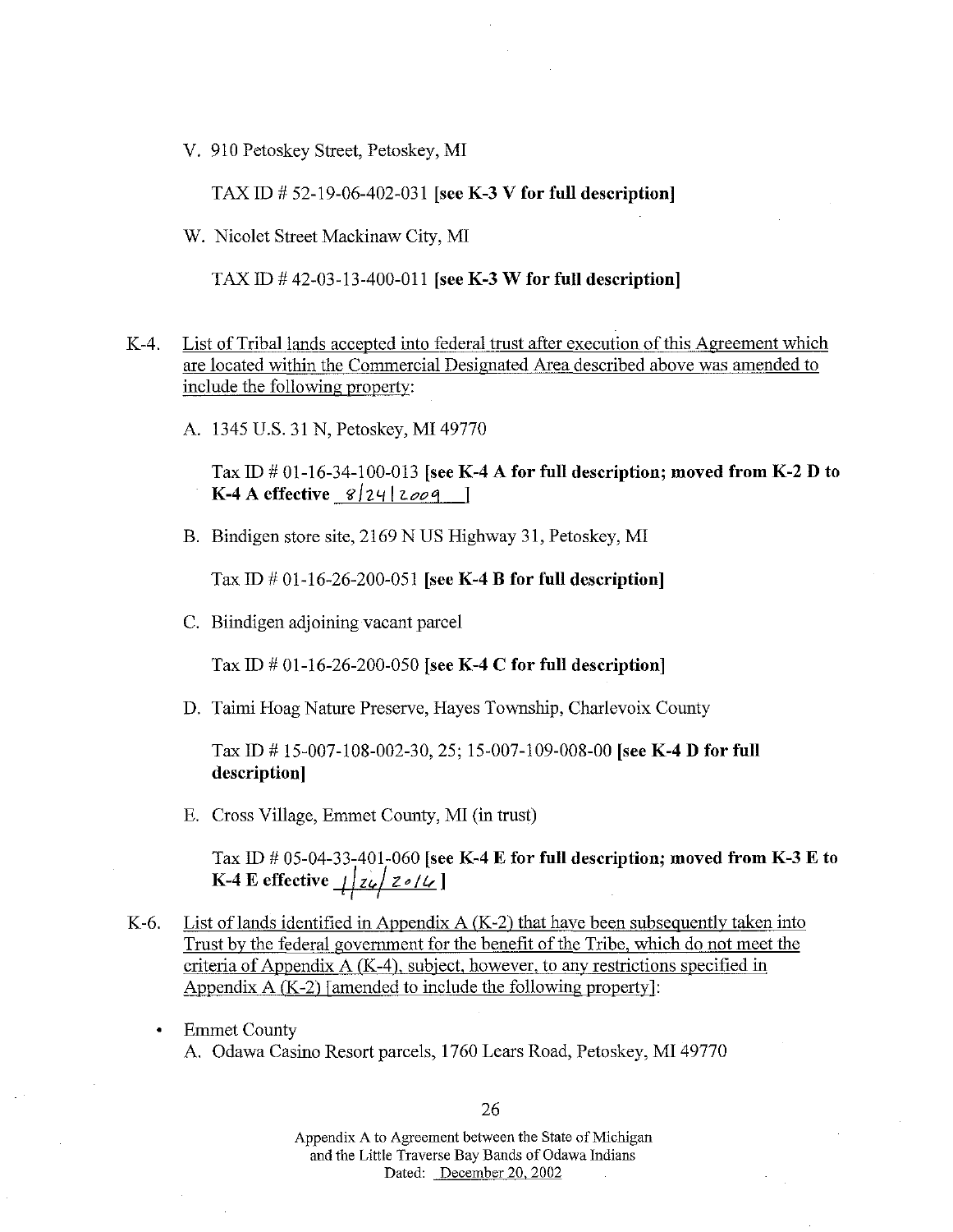V. 910 Petoskey Street, Petoskey, MI

TAX ID # 52-19-06-402-031 **[see K-3 V for full description]**

W. Nicolet Street Mackinaw City, MI

TAX ID # 42-03-13-400-011 **[see K-3 W for full description]**

K-4. List of Tribal lands accepted into federal trust after execution of this Agreement which are located within the Commercial Designated Area described above was amended to include the following property:

A. 1345 U.S. 31 N, Petoskey, MI 49770

Tax ID # 01-16-34-100-013 **[see K-4 A for full description; moved from K-2 D to K-4 A effective 8/24/2009 ]**

B. Bindigen store site, 2169 N US Highway 31, Petoskey, MI

Tax ID # 01-16-26-200-051 **[see K-4 B for full description]**

C. Biindigen adjoining vacant parcel

Tax ID # 01-16-26-200-050 **[see K-4 C for full description]**

D. Taimi Hoag Nature Preserve, Hayes Township, Charlevoix County

Tax ID # 15-007-108-002-30, 25; 15-007-109-008-00 **[see K-4 D for full description]**

E. Cross Village, Emmet County, MI (in trust)

Tax ID # 05-04-33-401-060 **[see K-4 E for full description; moved from K-3 E to K-4 E effective 1/26/2016 ]**

K-6. List of lands identified in Appendix A (K-2) that have been subsequently taken into Trust by the federal government for the benefit of the Tribe, which do not meet the criteria of Appendix A (K-4), subject, however, to any restrictions specified in Appendix A (K-2) [amended to include the following property]:

- Emmet County

A. Odawa Casino Resort parcels, 1760 Lears Road, Petoskey, MI 49770

Appendix A to Agreement between the State of Michigan and the Little Traverse Bay Bands of Odawa Indians
Dated: December 20, 2002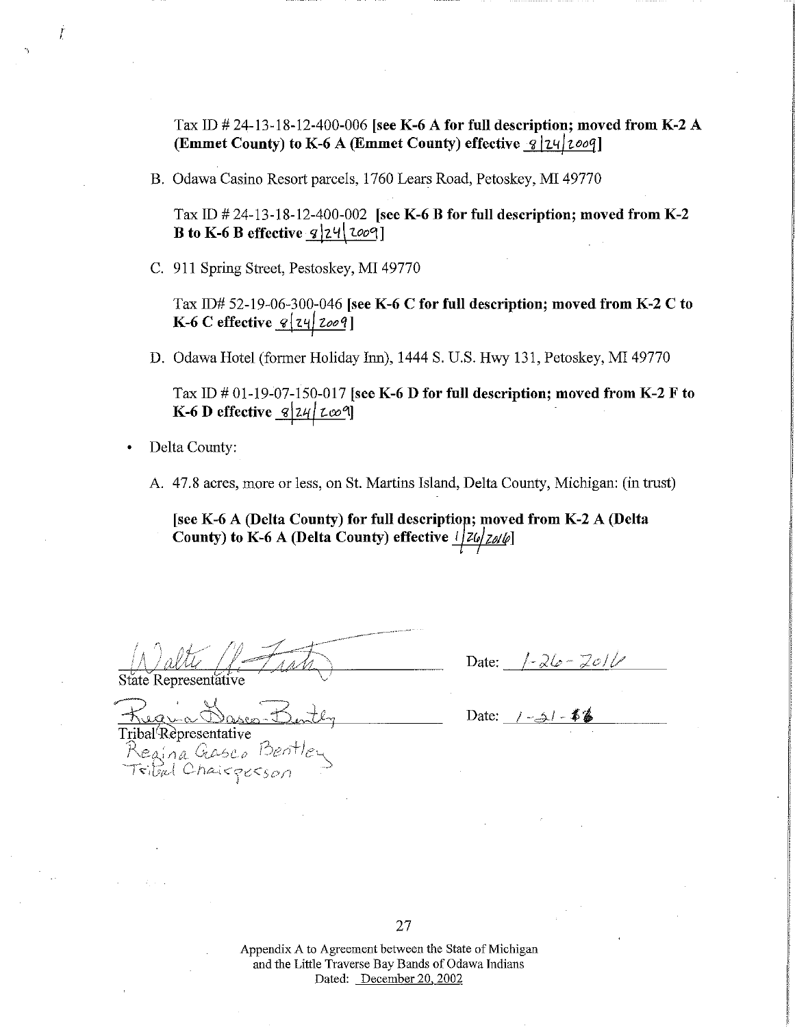Tax ID # 24-13-18-12-400-006 **[see K-6 A for full description; moved from K-2 A (Emmet County) to K-6 A (Emmet County) effective 8/24/2009]**

B. Odawa Casino Resort parcels, 1760 Lears Road, Petoskey, MI 49770

   Tax ID # 24-13-18-12-400-002 **[see K-6 B for full description; moved from K-2 B to K-6 B effective 8/24/2009]**

C. 911 Spring Street, Pestoskey, MI 49770

   Tax ID# 52-19-06-300-046 **[see K-6 C for full description; moved from K-2 C to K-6 C effective 8/24/2009]**

D. Odawa Hotel (former Holiday Inn), 1444 S. U.S. Hwy 131, Petoskey, MI 49770

   Tax ID # 01-19-07-150-017 **[see K-6 D for full description; moved from K-2 F to K-6 D effective 8/24/2009]**

- Delta County:

A. 47.8 acres, more or less, on St. Martins Island, Delta County, Michigan: (in trust)

   **[see K-6 A (Delta County) for full description; moved from K-2 A (Delta County) to K-6 A (Delta County) effective 1/26/2016]**

Walter R. Fratz
State Representative

Date: 1-26-2016

Regina Gasco-Bentley
Tribal Representative
Regina Gasco Bentley
Tribal Chairperson

Date: 1-21-16

Appendix A to Agreement between the State of Michigan and the Little Traverse Bay Bands of Odawa Indians
Dated: December 20, 2002